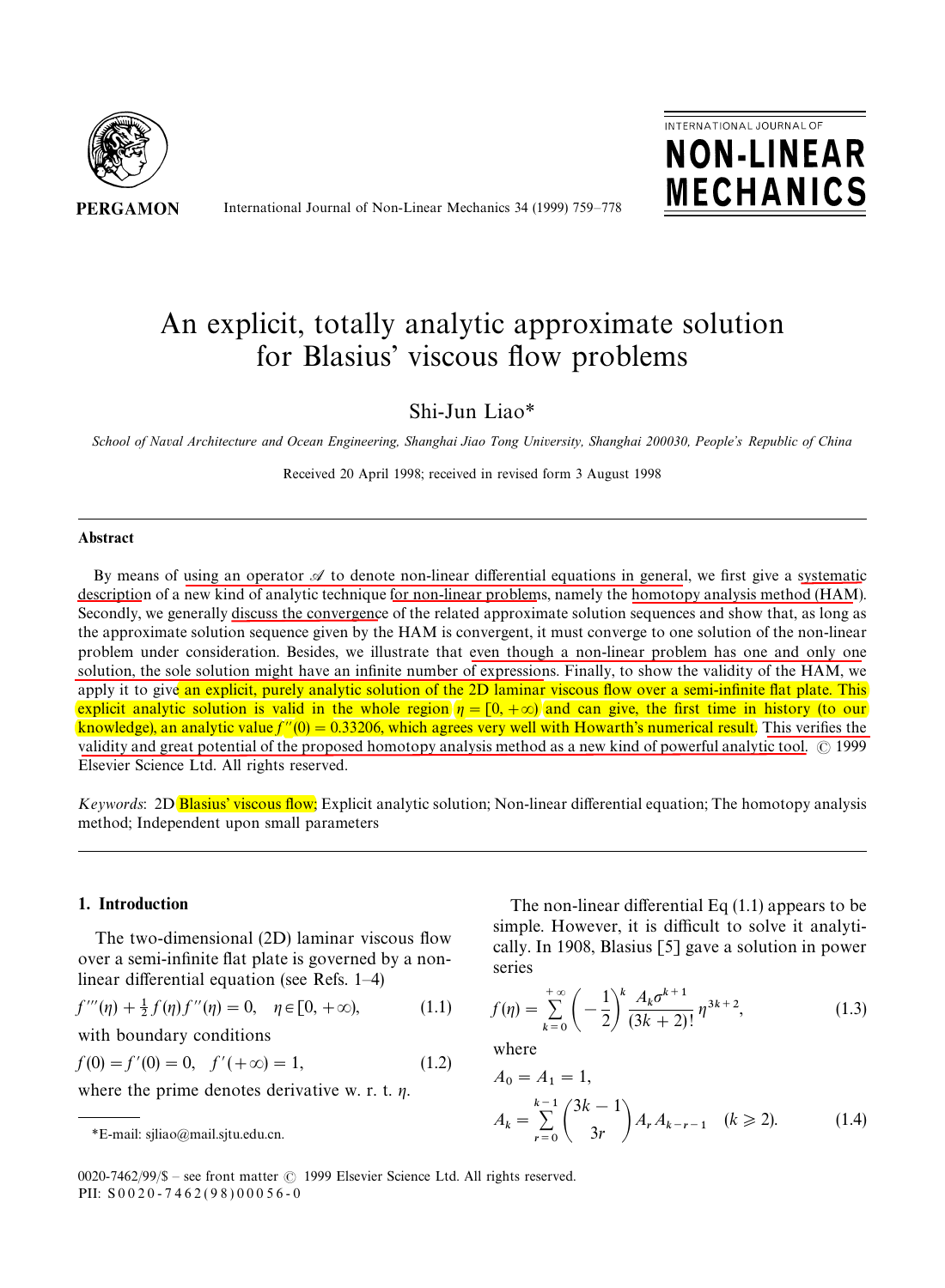# An explicit, totally analytic approximate solution for Blasius' viscous flow problems

Shi-Jun Liao*

*School of Naval Architecture and Ocean Engineering, Shanghai Jiao Tong University, Shanghai 200030, People's Republic of China*

Received 20 April 1998; received in revised form 3 August 1998

## Abstract

By means of using an operator $\mathscr{A}$ to denote non-linear differential equations in general, we first give a systematic description of a new kind of analytic technique for non-linear problems, namely the homotopy analysis method (HAM). Secondly, we generally discuss the convergence of the related approximate solution sequences and show that, as long as the approximate solution sequence given by the HAM is convergent, it must converge to one solution of the non-linear problem under consideration. Besides, we illustrate that even though a non-linear problem has one and only one solution, the sole solution might have an infinite number of expressions. Finally, to show the validity of the HAM, we apply it to give an explicit, purely analytic solution of the 2D laminar viscous flow over a semi-infinite flat plate. This explicit analytic solution is valid in the whole region $\eta = [0, +\infty)$ and can give, the first time in history (to our knowledge), an analytic value $f''(0) = 0.33206$, which agrees very well with Howarth's numerical result. This verifies the validity and great potential of the proposed homotopy analysis method as a new kind of powerful analytic tool. © 1999 Elsevier Science Ltd. All rights reserved.

*Keywords*: 2D Blasius' viscous flow; Explicit analytic solution; Non-linear differential equation; The homotopy analysis method; Independent upon small parameters

## 1. Introduction

The two-dimensional (2D) laminar viscous flow over a semi-infinite flat plate is governed by a non-linear differential equation (see Refs. 1–4)

$$f'''(\eta) + \tfrac{1}{2} f(\eta) f''(\eta) = 0, \quad \eta \in [0, +\infty), \tag{1.1}$$

with boundary conditions

$$f(0) = f'(0) = 0, \quad f'(+\infty) = 1, \tag{1.2}$$

where the prime denotes derivative w. r. t. $\eta$.

The non-linear differential Eq (1.1) appears to be simple. However, it is difficult to solve it analytically. In 1908, Blasius [5] gave a solution in power series

$$f(\eta) = \sum_{k=0}^{+\infty} \left(-\frac{1}{2}\right)^k \frac{A_k \sigma^{k+1}}{(3k+2)!} \eta^{3k+2}, \tag{1.3}$$

where

$$A_0 = A_1 = 1,$$

$$A_k = \sum_{r=0}^{k-1} \binom{3k-1}{3r} A_r A_{k-r-1} \quad (k \geqslant 2). \tag{1.4}$$

*E-mail: sjliao@mail.sjtu.edu.cn.

0020-7462/99/$ – see front matter © 1999 Elsevier Science Ltd. All rights reserved.
PII: S0020-7462(98)00056-0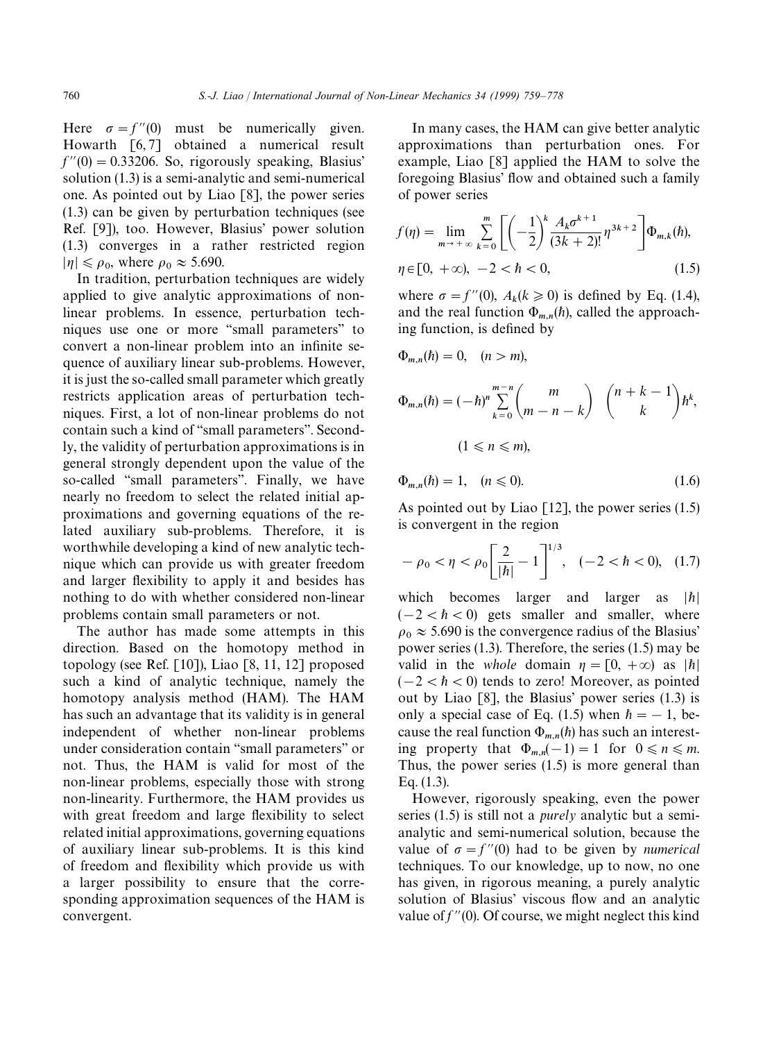Here $\sigma = f''(0)$ must be numerically given. Howarth [6, 7] obtained a numerical result $f''(0) = 0.33206$. So, rigorously speaking, Blasius' solution (1.3) is a semi-analytic and semi-numerical one. As pointed out by Liao [8], the power series (1.3) can be given by perturbation techniques (see Ref. [9]), too. However, Blasius' power solution (1.3) converges in a rather restricted region $|\eta| \leqslant \rho_0$, where $\rho_0 \approx 5.690$.

In tradition, perturbation techniques are widely applied to give analytic approximations of non-linear problems. In essence, perturbation techniques use one or more "small parameters" to convert a non-linear problem into an infinite sequence of auxiliary linear sub-problems. However, it is just the so-called small parameter which greatly restricts application areas of perturbation techniques. First, a lot of non-linear problems do not contain such a kind of "small parameters". Secondly, the validity of perturbation approximations is in general strongly dependent upon the value of the so-called "small parameters". Finally, we have nearly no freedom to select the related initial approximations and governing equations of the related auxiliary sub-problems. Therefore, it is worthwhile developing a kind of new analytic technique which can provide us with greater freedom and larger flexibility to apply it and besides has nothing to do with whether considered non-linear problems contain small parameters or not.

The author has made some attempts in this direction. Based on the homotopy method in topology (see Ref. [10]), Liao [8, 11, 12] proposed such a kind of analytic technique, namely the homotopy analysis method (HAM). The HAM has such an advantage that its validity is in general independent of whether non-linear problems under consideration contain "small parameters" or not. Thus, the HAM is valid for most of the non-linear problems, especially those with strong non-linearity. Furthermore, the HAM provides us with great freedom and large flexibility to select related initial approximations, governing equations of auxiliary linear sub-problems. It is this kind of freedom and flexibility which provide us with a larger possibility to ensure that the corresponding approximation sequences of the HAM is convergent.

In many cases, the HAM can give better analytic approximations than perturbation ones. For example, Liao [8] applied the HAM to solve the foregoing Blasius' flow and obtained such a family of power series

$$f(\eta) = \lim_{m \to +\infty} \sum_{k=0}^{m} \left[ \left(-\frac{1}{2}\right)^k \frac{A_k \sigma^{k+1}}{(3k+2)!} \eta^{3k+2} \right] \Phi_{m,k}(\hbar),$$

$$\eta \in [0, +\infty), \quad -2 < \hbar < 0, \tag{1.5}$$

where $\sigma = f''(0)$, $A_k (k \geqslant 0)$ is defined by Eq. (1.4), and the real function $\Phi_{m,n}(\hbar)$, called the approaching function, is defined by

$$\Phi_{m,n}(\hbar) = 0, \quad (n > m),$$

$$\Phi_{m,n}(\hbar) = (-\hbar)^n \sum_{k=0}^{m-n} \binom{m}{m-n-k} \binom{n+k-1}{k} \hbar^k,$$

$$(1 \leqslant n \leqslant m),$$

$$\Phi_{m,n}(\hbar) = 1, \quad (n \leqslant 0). \tag{1.6}$$

As pointed out by Liao [12], the power series (1.5) is convergent in the region

$$-\rho_0 < \eta < \rho_0 \left[ \frac{2}{|\hbar|} - 1 \right]^{1/3}, \quad (-2 < \hbar < 0), \tag{1.7}$$

which becomes larger and larger as $|\hbar|$ $(-2 < \hbar < 0)$ gets smaller and smaller, where $\rho_0 \approx 5.690$ is the convergence radius of the Blasius' power series (1.3). Therefore, the series (1.5) may be valid in the *whole* domain $\eta = [0, +\infty)$ as $|\hbar|$ $(-2 < \hbar < 0)$ tends to zero! Moreover, as pointed out by Liao [8], the Blasius' power series (1.3) is only a special case of Eq. (1.5) when $\hbar = -1$, because the real function $\Phi_{m,n}(\hbar)$ has such an interesting property that $\Phi_{m,n}(-1) = 1$ for $0 \leqslant n \leqslant m$. Thus, the power series (1.5) is more general than Eq. (1.3).

However, rigorously speaking, even the power series (1.5) is still not a *purely* analytic but a semi-analytic and semi-numerical solution, because the value of $\sigma = f''(0)$ had to be given by *numerical* techniques. To our knowledge, up to now, no one has given, in rigorous meaning, a purely analytic solution of Blasius' viscous flow and an analytic value of $f''(0)$. Of course, we might neglect this kind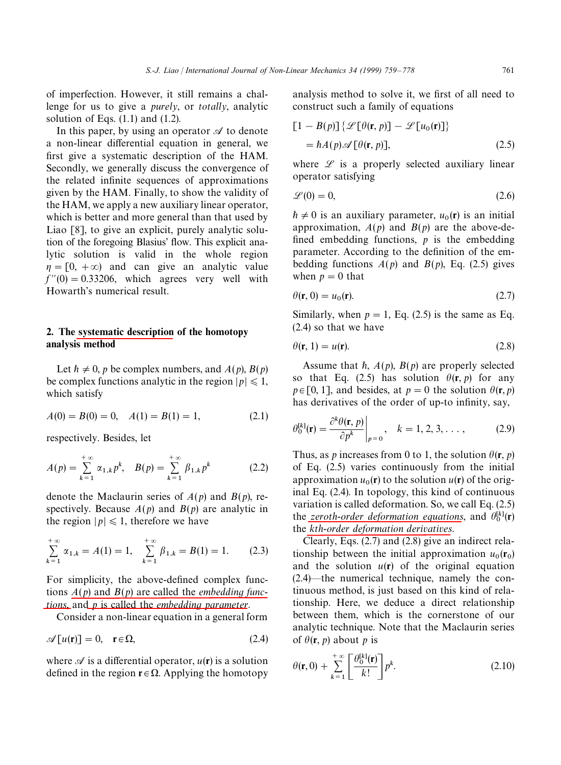of imperfection. However, it still remains a challenge for us to give a *purely*, or *totally*, analytic solution of Eqs. (1.1) and (1.2).

In this paper, by using an operator $\mathscr{A}$ to denote a non-linear differential equation in general, we first give a systematic description of the HAM. Secondly, we generally discuss the convergence of the related infinite sequences of approximations given by the HAM. Finally, to show the validity of the HAM, we apply a new auxiliary linear operator, which is better and more general than that used by Liao [8], to give an explicit, purely analytic solution of the foregoing Blasius' flow. This explicit analytic solution is valid in the whole region $\eta = [0, +\infty)$ and can give an analytic value $f''(0) = 0.33206$, which agrees very well with Howarth's numerical result.

## 2. The systematic description of the homotopy analysis method

Let $\hbar \neq 0$, $p$ be complex numbers, and $A(p)$, $B(p)$ be complex functions analytic in the region $|p| \leqslant 1$, which satisfy

$$A(0) = B(0) = 0, \quad A(1) = B(1) = 1, \tag{2.1}$$

respectively. Besides, let

$$A(p) = \sum_{k=1}^{+\infty} \alpha_{1,k} p^k, \quad B(p) = \sum_{k=1}^{+\infty} \beta_{1,k} p^k \tag{2.2}$$

denote the Maclaurin series of $A(p)$ and $B(p)$, respectively. Because $A(p)$ and $B(p)$ are analytic in the region $|p| \leqslant 1$, therefore we have

$$\sum_{k=1}^{+\infty} \alpha_{1,k} = A(1) = 1, \quad \sum_{k=1}^{+\infty} \beta_{1,k} = B(1) = 1. \tag{2.3}$$

For simplicity, the above-defined complex functions $A(p)$ and $B(p)$ are called the *embedding functions*, and $p$ is called the *embedding parameter*.

Consider a non-linear equation in a general form

$$\mathscr{A}[u(\mathbf{r})] = 0, \quad \mathbf{r} \in \Omega, \tag{2.4}$$

where $\mathscr{A}$ is a differential operator, $u(\mathbf{r})$ is a solution defined in the region $\mathbf{r} \in \Omega$. Applying the homotopy analysis method to solve it, we first of all need to construct such a family of equations

$$[1 - B(p)]\{\mathscr{L}[\theta(\mathbf{r}, p)] - \mathscr{L}[u_0(\mathbf{r})]\} = \hbar A(p)\mathscr{A}[\theta(\mathbf{r}, p)], \tag{2.5}$$

where $\mathscr{L}$ is a properly selected auxiliary linear operator satisfying

$$\mathscr{L}(0) = 0, \tag{2.6}$$

$\hbar \neq 0$ is an auxiliary parameter, $u_0(\mathbf{r})$ is an initial approximation, $A(p)$ and $B(p)$ are the above-defined embedding functions, $p$ is the embedding parameter. According to the definition of the embedding functions $A(p)$ and $B(p)$, Eq. (2.5) gives when $p = 0$ that

$$\theta(\mathbf{r}, 0) = u_0(\mathbf{r}). \tag{2.7}$$

Similarly, when $p = 1$, Eq. (2.5) is the same as Eq. (2.4) so that we have

$$\theta(\mathbf{r}, 1) = u(\mathbf{r}). \tag{2.8}$$

Assume that $\hbar$, $A(p)$, $B(p)$ are properly selected so that Eq. (2.5) has solution $\theta(\mathbf{r}, p)$ for any $p \in [0, 1]$, and besides, at $p = 0$ the solution $\theta(\mathbf{r}, p)$ has derivatives of the order of up-to infinity, say,

$$\theta_0^{[k]}(\mathbf{r}) = \left.\frac{\partial^k \theta(\mathbf{r}, p)}{\partial p^k}\right|_{p=0}, \quad k = 1, 2, 3, \ldots, \tag{2.9}$$

Thus, as $p$ increases from 0 to 1, the solution $\theta(\mathbf{r}, p)$ of Eq. (2.5) varies continuously from the initial approximation $u_0(\mathbf{r})$ to the solution $u(\mathbf{r})$ of the original Eq. (2.4). In topology, this kind of continuous variation is called deformation. So, we call Eq. (2.5) the *zeroth-order deformation equations*, and $\theta_0^{[k]}(\mathbf{r})$ the *kth-order deformation derivatives*.

Clearly, Eqs. (2.7) and (2.8) give an indirect relationship between the initial approximation $u_0(\mathbf{r}_0)$ and the solution $u(\mathbf{r})$ of the original equation (2.4)—the numerical technique, namely the continuous method, is just based on this kind of relationship. Here, we deduce a direct relationship between them, which is the cornerstone of our analytic technique. Note that the Maclaurin series of $\theta(\mathbf{r}, p)$ about $p$ is

$$\theta(\mathbf{r}, 0) + \sum_{k=1}^{+\infty} \left[\frac{\theta_0^{[k]}(\mathbf{r})}{k!}\right] p^k. \tag{2.10}$$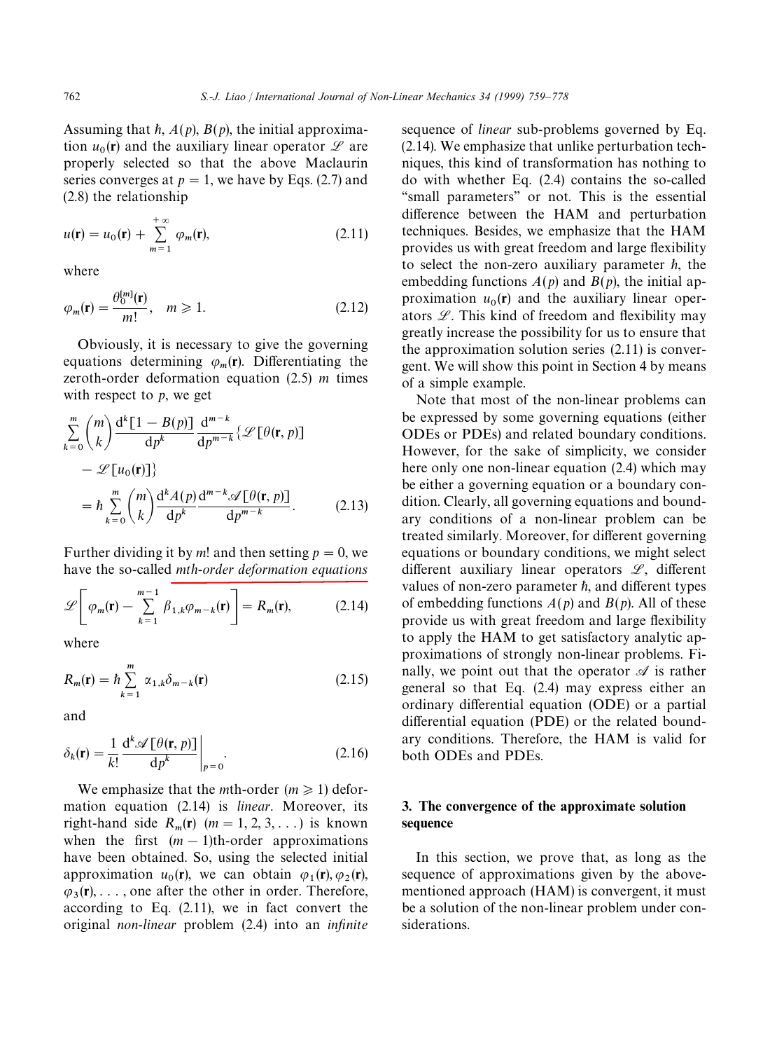Assuming that $\hbar$, $A(p)$, $B(p)$, the initial approximation $u_0(\mathbf{r})$ and the auxiliary linear operator $\mathscr{L}$ are properly selected so that the above Maclaurin series converges at $p = 1$, we have by Eqs. (2.7) and (2.8) the relationship

$$u(\mathbf{r}) = u_0(\mathbf{r}) + \sum_{m=1}^{+\infty} \varphi_m(\mathbf{r}), \tag{2.11}$$

where

$$\varphi_m(\mathbf{r}) = \frac{\theta_0^{[m]}(\mathbf{r})}{m!}, \quad m \geqslant 1. \tag{2.12}$$

Obviously, it is necessary to give the governing equations determining $\varphi_m(\mathbf{r})$. Differentiating the zeroth-order deformation equation (2.5) $m$ times with respect to $p$, we get

$$\begin{aligned}\sum_{k=0}^{m} \binom{m}{k} \frac{\mathrm{d}^k[1 - B(p)]}{\mathrm{d}p^k} \frac{\mathrm{d}^{m-k}}{\mathrm{d}p^{m-k}} \{\mathscr{L}[\theta(\mathbf{r}, p)] \\ - \mathscr{L}[u_0(\mathbf{r})]\} \\ = \hbar \sum_{k=0}^{m} \binom{m}{k} \frac{\mathrm{d}^k A(p)}{\mathrm{d}p^k} \frac{\mathrm{d}^{m-k} \mathscr{A}[\theta(\mathbf{r}, p)]}{\mathrm{d}p^{m-k}}.\end{aligned} \tag{2.13}$$

Further dividing it by $m!$ and then setting $p = 0$, we have the so-called *mth-order deformation equations*

$$\mathscr{L}\left[\varphi_m(\mathbf{r}) - \sum_{k=1}^{m-1} \beta_{1,k} \varphi_{m-k}(\mathbf{r})\right] = R_m(\mathbf{r}), \tag{2.14}$$

where

$$R_m(\mathbf{r}) = \hbar \sum_{k=1}^{m} \alpha_{1,k} \delta_{m-k}(\mathbf{r}) \tag{2.15}$$

and

$$\delta_k(\mathbf{r}) = \frac{1}{k!} \left. \frac{\mathrm{d}^k \mathscr{A}[\theta(\mathbf{r}, p)]}{\mathrm{d}p^k} \right|_{p=0}. \tag{2.16}$$

We emphasize that the $m$th-order ($m \geqslant 1$) deformation equation (2.14) is *linear*. Moreover, its right-hand side $R_m(\mathbf{r})$ ($m = 1, 2, 3, \ldots$) is known when the first $(m - 1)$th-order approximations have been obtained. So, using the selected initial approximation $u_0(\mathbf{r})$, we can obtain $\varphi_1(\mathbf{r}), \varphi_2(\mathbf{r})$, $\varphi_3(\mathbf{r}), \ldots$, one after the other in order. Therefore, according to Eq. (2.11), we in fact convert the original *non-linear* problem (2.4) into an *infinite* sequence of *linear* sub-problems governed by Eq. (2.14). We emphasize that unlike perturbation techniques, this kind of transformation has nothing to do with whether Eq. (2.4) contains the so-called "small parameters" or not. This is the essential difference between the HAM and perturbation techniques. Besides, we emphasize that the HAM provides us with great freedom and large flexibility to select the non-zero auxiliary parameter $\hbar$, the embedding functions $A(p)$ and $B(p)$, the initial approximation $u_0(\mathbf{r})$ and the auxiliary linear operators $\mathscr{L}$. This kind of freedom and flexibility may greatly increase the possibility for us to ensure that the approximation solution series (2.11) is convergent. We will show this point in Section 4 by means of a simple example.

Note that most of the non-linear problems can be expressed by some governing equations (either ODEs or PDEs) and related boundary conditions. However, for the sake of simplicity, we consider here only one non-linear equation (2.4) which may be either a governing equation or a boundary condition. Clearly, all governing equations and boundary conditions of a non-linear problem can be treated similarly. Moreover, for different governing equations or boundary conditions, we might select different auxiliary linear operators $\mathscr{L}$, different values of non-zero parameter $\hbar$, and different types of embedding functions $A(p)$ and $B(p)$. All of these provide us with great freedom and large flexibility to apply the HAM to get satisfactory analytic approximations of strongly non-linear problems. Finally, we point out that the operator $\mathscr{A}$ is rather general so that Eq. (2.4) may express either an ordinary differential equation (ODE) or a partial differential equation (PDE) or the related boundary conditions. Therefore, the HAM is valid for both ODEs and PDEs.

## 3. The convergence of the approximate solution sequence

In this section, we prove that, as long as the sequence of approximations given by the above-mentioned approach (HAM) is convergent, it must be a solution of the non-linear problem under considerations.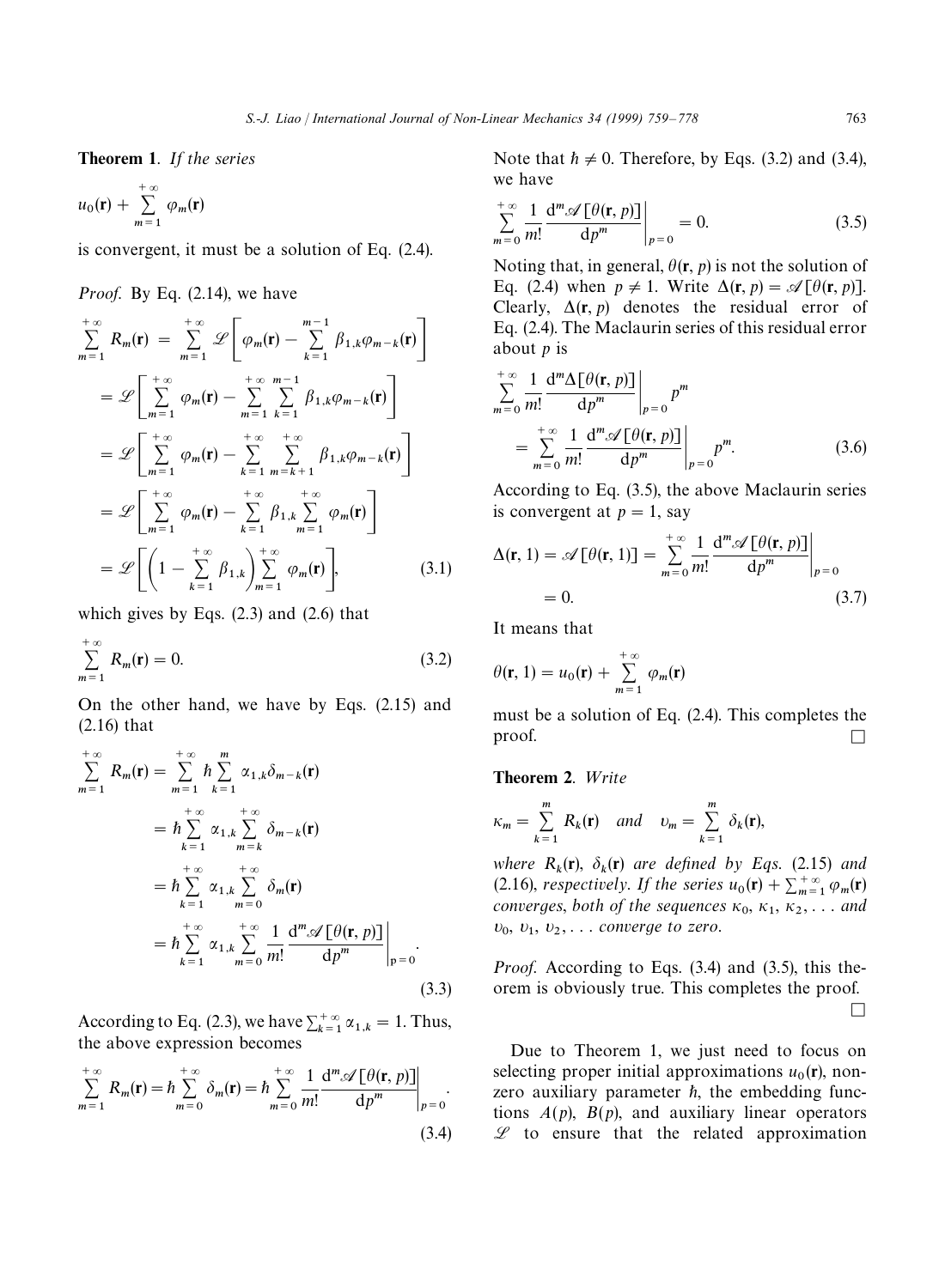**Theorem 1**. *If the series*

$$u_0(\mathbf{r}) + \sum_{m=1}^{+\infty} \varphi_m(\mathbf{r})$$

*is convergent, it must be a solution of Eq.* (2.4).

*Proof.* By Eq. (2.14), we have

$$\begin{aligned}
\sum_{m=1}^{+\infty} R_m(\mathbf{r}) &= \sum_{m=1}^{+\infty} \mathscr{L}\left[\varphi_m(\mathbf{r}) - \sum_{k=1}^{m-1} \beta_{1,k}\varphi_{m-k}(\mathbf{r})\right] \\
&= \mathscr{L}\left[\sum_{m=1}^{+\infty} \varphi_m(\mathbf{r}) - \sum_{m=1}^{+\infty}\sum_{k=1}^{m-1} \beta_{1,k}\varphi_{m-k}(\mathbf{r})\right] \\
&= \mathscr{L}\left[\sum_{m=1}^{+\infty} \varphi_m(\mathbf{r}) - \sum_{k=1}^{+\infty}\sum_{m=k+1}^{+\infty} \beta_{1,k}\varphi_{m-k}(\mathbf{r})\right] \\
&= \mathscr{L}\left[\sum_{m=1}^{+\infty} \varphi_m(\mathbf{r}) - \sum_{k=1}^{+\infty}\beta_{1,k}\sum_{m=1}^{+\infty} \varphi_m(\mathbf{r})\right] \\
&= \mathscr{L}\left[\left(1 - \sum_{k=1}^{+\infty}\beta_{1,k}\right)\sum_{m=1}^{+\infty} \varphi_m(\mathbf{r})\right],
\end{aligned} \tag{3.1}$$

which gives by Eqs. (2.3) and (2.6) that

$$\sum_{m=1}^{+\infty} R_m(\mathbf{r}) = 0. \tag{3.2}$$

On the other hand, we have by Eqs. (2.15) and (2.16) that

$$\begin{aligned}
\sum_{m=1}^{+\infty} R_m(\mathbf{r}) &= \sum_{m=1}^{+\infty} \hbar\sum_{k=1}^{m} \alpha_{1,k}\delta_{m-k}(\mathbf{r}) \\
&= \hbar\sum_{k=1}^{+\infty}\alpha_{1,k}\sum_{m=k}^{+\infty}\delta_{m-k}(\mathbf{r}) \\
&= \hbar\sum_{k=1}^{+\infty}\alpha_{1,k}\sum_{m=0}^{+\infty}\delta_{m}(\mathbf{r}) \\
&= \hbar\sum_{k=1}^{+\infty}\alpha_{1,k}\sum_{m=0}^{+\infty}\frac{1}{m!}\frac{\mathrm{d}^m\mathscr{A}[\theta(\mathbf{r},p)]}{\mathrm{d}p^m}\bigg|_{p=0}.
\end{aligned} \tag{3.3}$$

According to Eq. (2.3), we have $\sum_{k=1}^{+\infty}\alpha_{1,k} = 1$. Thus, the above expression becomes

$$\sum_{m=1}^{+\infty} R_m(\mathbf{r}) = \hbar\sum_{m=0}^{+\infty}\delta_m(\mathbf{r}) = \hbar\sum_{m=0}^{+\infty}\frac{1}{m!}\frac{\mathrm{d}^m\mathscr{A}[\theta(\mathbf{r},p)]}{\mathrm{d}p^m}\bigg|_{p=0}. \tag{3.4}$$

Note that $\hbar \neq 0$. Therefore, by Eqs. (3.2) and (3.4), we have

$$\sum_{m=0}^{+\infty}\frac{1}{m!}\frac{\mathrm{d}^m\mathscr{A}[\theta(\mathbf{r},p)]}{\mathrm{d}p^m}\bigg|_{p=0} = 0. \tag{3.5}$$

Noting that, in general, $\theta(\mathbf{r},p)$ is not the solution of Eq. (2.4) when $p \neq 1$. Write $\Delta(\mathbf{r},p) = \mathscr{A}[\theta(\mathbf{r},p)]$. Clearly, $\Delta(\mathbf{r},p)$ denotes the residual error of Eq. (2.4). The Maclaurin series of this residual error about $p$ is

$$\begin{aligned}
&\sum_{m=0}^{+\infty}\frac{1}{m!}\frac{\mathrm{d}^m\Delta[\theta(\mathbf{r},p)]}{\mathrm{d}p^m}\bigg|_{p=0} p^m \\
&\quad = \sum_{m=0}^{+\infty}\frac{1}{m!}\frac{\mathrm{d}^m\mathscr{A}[\theta(\mathbf{r},p)]}{\mathrm{d}p^m}\bigg|_{p=0} p^m.
\end{aligned} \tag{3.6}$$

According to Eq. (3.5), the above Maclaurin series is convergent at $p = 1$, say

$$\begin{aligned}
\Delta(\mathbf{r},1) = \mathscr{A}[\theta(\mathbf{r},1)] &= \sum_{m=0}^{+\infty}\frac{1}{m!}\frac{\mathrm{d}^m\mathscr{A}[\theta(\mathbf{r},p)]}{\mathrm{d}p^m}\bigg|_{p=0} \\
&= 0.
\end{aligned} \tag{3.7}$$

It means that

$$\theta(\mathbf{r},1) = u_0(\mathbf{r}) + \sum_{m=1}^{+\infty}\varphi_m(\mathbf{r})$$

must be a solution of Eq. (2.4). This completes the proof. $\square$

**Theorem 2**. *Write*

$$\kappa_m = \sum_{k=1}^{m} R_k(\mathbf{r}) \quad \textit{and} \quad \upsilon_m = \sum_{k=1}^{m}\delta_k(\mathbf{r}),$$

*where* $R_k(\mathbf{r})$, $\delta_k(\mathbf{r})$ *are defined by Eqs.* (2.15) *and* (2.16), *respectively. If the series* $u_0(\mathbf{r}) + \sum_{m=1}^{+\infty}\varphi_m(\mathbf{r})$ *converges, both of the sequences* $\kappa_0, \kappa_1, \kappa_2, \ldots$ *and* $\upsilon_0, \upsilon_1, \upsilon_2, \ldots$ *converge to zero.*

*Proof.* According to Eqs. (3.4) and (3.5), this theorem is obviously true. This completes the proof. $\square$

Due to Theorem 1, we just need to focus on selecting proper initial approximations $u_0(\mathbf{r})$, non-zero auxiliary parameter $\hbar$, the embedding functions $A(p)$, $B(p)$, and auxiliary linear operators $\mathscr{L}$ to ensure that the related approximation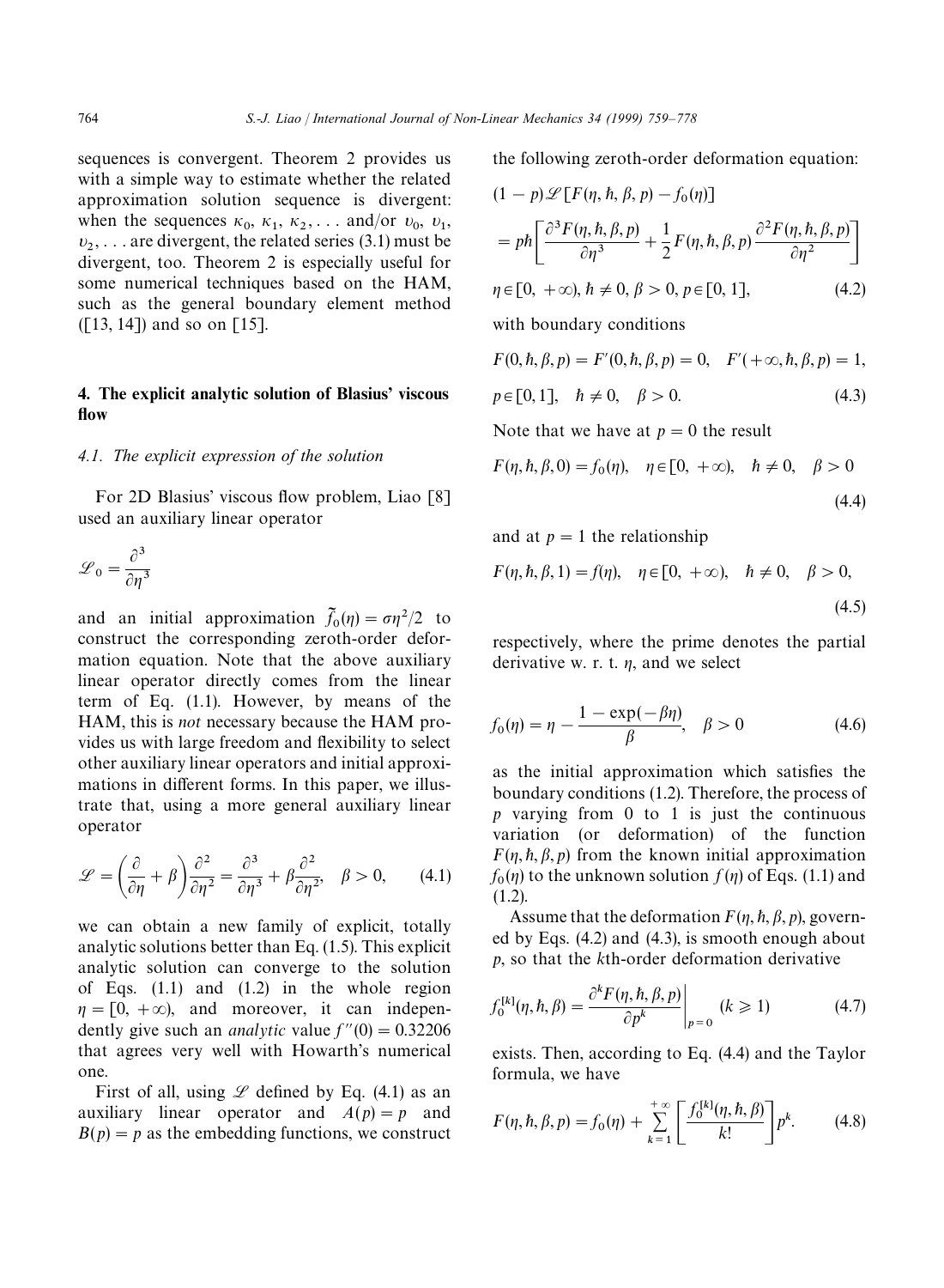sequences is convergent. Theorem 2 provides us with a simple way to estimate whether the related approximation solution sequence is divergent: when the sequences $\kappa_0, \kappa_1, \kappa_2, \ldots$ and/or $\upsilon_0, \upsilon_1, \upsilon_2, \ldots$ are divergent, the related series (3.1) must be divergent, too. Theorem 2 is especially useful for some numerical techniques based on the HAM, such as the general boundary element method ([13, 14]) and so on [15].

## 4. The explicit analytic solution of Blasius' viscous flow

### 4.1. The explicit expression of the solution

For 2D Blasius' viscous flow problem, Liao [8] used an auxiliary linear operator

$$\mathscr{L}_0 = \frac{\partial^3}{\partial \eta^3}$$

and an initial approximation $\tilde{f}_0(\eta) = \sigma\eta^2/2$ to construct the corresponding zeroth-order deformation equation. Note that the above auxiliary linear operator directly comes from the linear term of Eq. (1.1). However, by means of the HAM, this is *not* necessary because the HAM provides us with large freedom and flexibility to select other auxiliary linear operators and initial approximations in different forms. In this paper, we illustrate that, using a more general auxiliary linear operator

$$\mathscr{L} = \left(\frac{\partial}{\partial \eta} + \beta\right)\frac{\partial^2}{\partial \eta^2} = \frac{\partial^3}{\partial \eta^3} + \beta\frac{\partial^2}{\partial \eta^2}, \quad \beta > 0, \tag{4.1}$$

we can obtain a new family of explicit, totally analytic solutions better than Eq. (1.5). This explicit analytic solution can converge to the solution of Eqs. (1.1) and (1.2) in the whole region $\eta = [0, +\infty)$, and moreover, it can independently give such an *analytic* value $f''(0) = 0.32206$ that agrees very well with Howarth's numerical one.

First of all, using $\mathscr{L}$ defined by Eq. (4.1) as an auxiliary linear operator and $A(p) = p$ and $B(p) = p$ as the embedding functions, we construct the following zeroth-order deformation equation:

$$(1-p)\mathscr{L}[F(\eta, \hbar, \beta, p) - f_0(\eta)] = p\hbar\left[\frac{\partial^3 F(\eta, \hbar, \beta, p)}{\partial \eta^3} + \frac{1}{2}F(\eta, \hbar, \beta, p)\frac{\partial^2 F(\eta, \hbar, \beta, p)}{\partial \eta^2}\right]$$

$$\eta \in [0, +\infty), \hbar \neq 0, \beta > 0, p \in [0, 1], \tag{4.2}$$

with boundary conditions

$$F(0, \hbar, \beta, p) = F'(0, \hbar, \beta, p) = 0, \quad F'(+\infty, \hbar, \beta, p) = 1,$$

$$p \in [0, 1], \quad \hbar \neq 0, \quad \beta > 0. \tag{4.3}$$

Note that we have at $p = 0$ the result

$$F(\eta, \hbar, \beta, 0) = f_0(\eta), \quad \eta \in [0, +\infty), \quad \hbar \neq 0, \quad \beta > 0 \tag{4.4}$$

and at $p = 1$ the relationship

$$F(\eta, \hbar, \beta, 1) = f(\eta), \quad \eta \in [0, +\infty), \quad \hbar \neq 0, \quad \beta > 0, \tag{4.5}$$

respectively, where the prime denotes the partial derivative w. r. t. $\eta$, and we select

$$f_0(\eta) = \eta - \frac{1 - \exp(-\beta\eta)}{\beta}, \quad \beta > 0 \tag{4.6}$$

as the initial approximation which satisfies the boundary conditions (1.2). Therefore, the process of $p$ varying from 0 to 1 is just the continuous variation (or deformation) of the function $F(\eta, \hbar, \beta, p)$ from the known initial approximation $f_0(\eta)$ to the unknown solution $f(\eta)$ of Eqs. (1.1) and (1.2).

Assume that the deformation $F(\eta, \hbar, \beta, p)$, governed by Eqs. (4.2) and (4.3), is smooth enough about $p$, so that the $k$th-order deformation derivative

$$f_0^{[k]}(\eta, \hbar, \beta) = \left.\frac{\partial^k F(\eta, \hbar, \beta, p)}{\partial p^k}\right|_{p=0} \quad (k \geq 1) \tag{4.7}$$

exists. Then, according to Eq. (4.4) and the Taylor formula, we have

$$F(\eta, \hbar, \beta, p) = f_0(\eta) + \sum_{k=1}^{+\infty}\left[\frac{f_0^{[k]}(\eta, \hbar, \beta)}{k!}\right]p^k. \tag{4.8}$$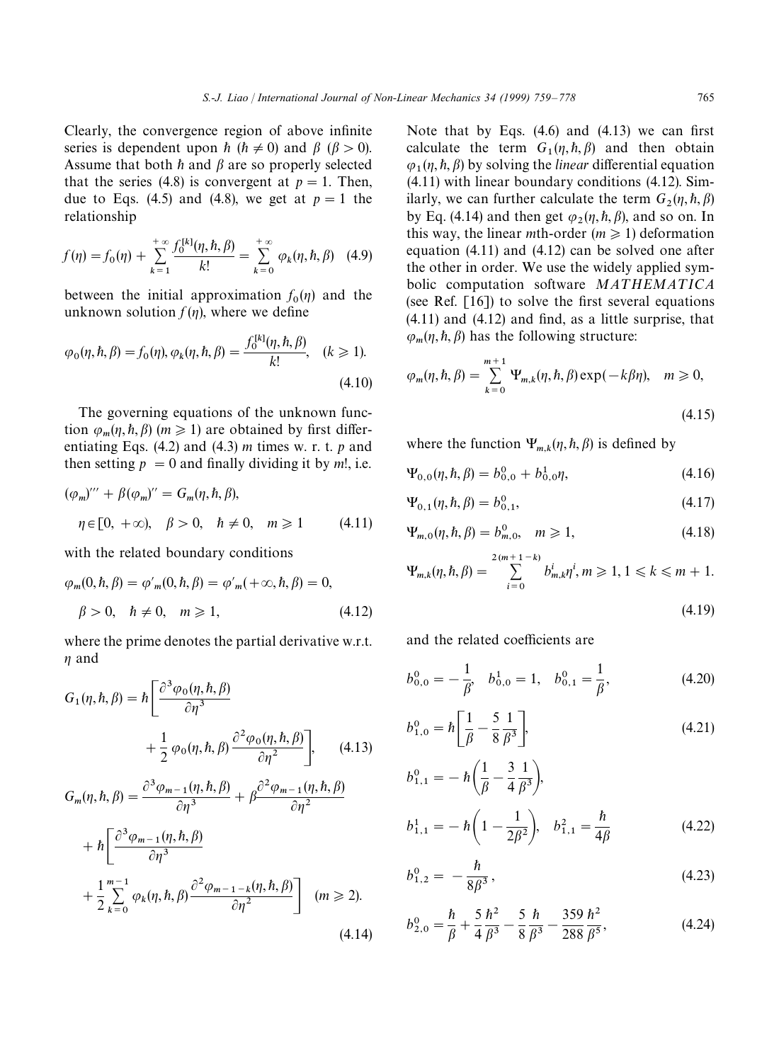Clearly, the convergence region of above infinite series is dependent upon $\hbar$ ($\hbar \neq 0$) and $\beta$ ($\beta > 0$). Assume that both $\hbar$ and $\beta$ are so properly selected that the series (4.8) is convergent at $p = 1$. Then, due to Eqs. (4.5) and (4.8), we get at $p = 1$ the relationship

$$f(\eta) = f_0(\eta) + \sum_{k=1}^{+\infty} \frac{f_0^{[k]}(\eta, \hbar, \beta)}{k!} = \sum_{k=0}^{+\infty} \varphi_k(\eta, \hbar, \beta) \quad (4.9)$$

between the initial approximation $f_0(\eta)$ and the unknown solution $f(\eta)$, where we define

$$\varphi_0(\eta, \hbar, \beta) = f_0(\eta), \varphi_k(\eta, \hbar, \beta) = \frac{f_0^{[k]}(\eta, \hbar, \beta)}{k!}, \quad (k \geqslant 1). \quad (4.10)$$

The governing equations of the unknown function $\varphi_m(\eta, \hbar, \beta)$ ($m \geqslant 1$) are obtained by first differentiating Eqs. (4.2) and (4.3) $m$ times w. r. t. $p$ and then setting $p = 0$ and finally dividing it by $m!$, i.e.

$$(\varphi_m)''' + \beta(\varphi_m)'' = G_m(\eta, \hbar, \beta),$$

$$\eta \in [0, +\infty), \quad \beta > 0, \quad \hbar \neq 0, \quad m \geqslant 1 \quad (4.11)$$

with the related boundary conditions

$$\varphi_m(0, \hbar, \beta) = \varphi'_m(0, \hbar, \beta) = \varphi'_m(+\infty, \hbar, \beta) = 0,$$

$$\beta > 0, \quad \hbar \neq 0, \quad m \geqslant 1, \quad (4.12)$$

where the prime denotes the partial derivative w.r.t. $\eta$ and

$$G_1(\eta, \hbar, \beta) = \hbar \left[ \frac{\partial^3 \varphi_0(\eta, \hbar, \beta)}{\partial \eta^3} + \frac{1}{2} \varphi_0(\eta, \hbar, \beta) \frac{\partial^2 \varphi_0(\eta, \hbar, \beta)}{\partial \eta^2} \right], \quad (4.13)$$

$$G_m(\eta, \hbar, \beta) = \frac{\partial^3 \varphi_{m-1}(\eta, \hbar, \beta)}{\partial \eta^3} + \beta \frac{\partial^2 \varphi_{m-1}(\eta, \hbar, \beta)}{\partial \eta^2} + \hbar \left[ \frac{\partial^3 \varphi_{m-1}(\eta, \hbar, \beta)}{\partial \eta^3} + \frac{1}{2} \sum_{k=0}^{m-1} \varphi_k(\eta, \hbar, \beta) \frac{\partial^2 \varphi_{m-1-k}(\eta, \hbar, \beta)}{\partial \eta^2} \right] \quad (m \geqslant 2). \quad (4.14)$$

Note that by Eqs. (4.6) and (4.13) we can first calculate the term $G_1(\eta, \hbar, \beta)$ and then obtain $\varphi_1(\eta, \hbar, \beta)$ by solving the *linear* differential equation (4.11) with linear boundary conditions (4.12). Similarly, we can further calculate the term $G_2(\eta, \hbar, \beta)$ by Eq. (4.14) and then get $\varphi_2(\eta, \hbar, \beta)$, and so on. In this way, the linear $m$th-order ($m \geqslant 1$) deformation equation (4.11) and (4.12) can be solved one after the other in order. We use the widely applied symbolic computation software *MATHEMATICA* (see Ref. [16]) to solve the first several equations (4.11) and (4.12) and find, as a little surprise, that $\varphi_m(\eta, \hbar, \beta)$ has the following structure:

$$\varphi_m(\eta, \hbar, \beta) = \sum_{k=0}^{m+1} \Psi_{m,k}(\eta, \hbar, \beta) \exp(-k\beta\eta), \quad m \geqslant 0, \quad (4.15)$$

where the function $\Psi_{m,k}(\eta, \hbar, \beta)$ is defined by

$$\Psi_{0,0}(\eta, \hbar, \beta) = b_{0,0}^0 + b_{0,0}^1 \eta, \quad (4.16)$$

$$\Psi_{0,1}(\eta, \hbar, \beta) = b_{0,1}^0, \quad (4.17)$$

$$\Psi_{m,0}(\eta, \hbar, \beta) = b_{m,0}^0, \quad m \geqslant 1, \quad (4.18)$$

$$\Psi_{m,k}(\eta, \hbar, \beta) = \sum_{i=0}^{2(m+1-k)} b_{m,k}^i \eta^i, m \geqslant 1, 1 \leqslant k \leqslant m+1. \quad (4.19)$$

and the related coefficients are

$$b_{0,0}^0 = -\frac{1}{\beta}, \quad b_{0,0}^1 = 1, \quad b_{0,1}^0 = \frac{1}{\beta}, \quad (4.20)$$

$$b_{1,0}^0 = \hbar \left[ \frac{1}{\beta} - \frac{5}{8} \frac{1}{\beta^3} \right], \quad (4.21)$$

$$b_{1,1}^0 = -\hbar \left( \frac{1}{\beta} - \frac{3}{4} \frac{1}{\beta^3} \right),$$

$$b_{1,1}^1 = -\hbar \left( 1 - \frac{1}{2\beta^2} \right), \quad b_{1,1}^2 = \frac{\hbar}{4\beta} \quad (4.22)$$

$$b_{1,2}^0 = -\frac{\hbar}{8\beta^3}, \quad (4.23)$$

$$b_{2,0}^0 = \frac{\hbar}{\beta} + \frac{5}{4} \frac{\hbar^2}{\beta^3} - \frac{5}{8} \frac{\hbar}{\beta^3} - \frac{359}{288} \frac{\hbar^2}{\beta^5}, \quad (4.24)$$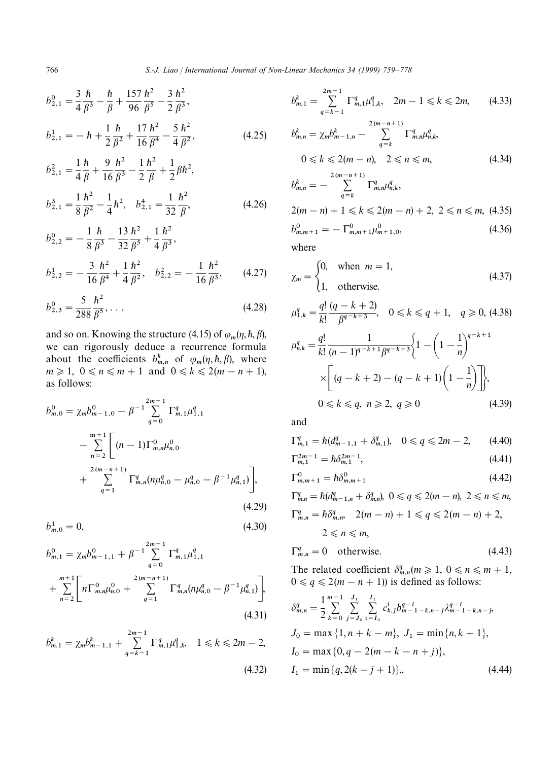$$b^0_{2,1} = \frac{3}{4}\frac{\hbar}{\beta^3} - \frac{\hbar}{\beta} + \frac{157}{96}\frac{\hbar^2}{\beta^5} - \frac{3}{2}\frac{\hbar^2}{\beta^3},$$

$$b^1_{2,1} = -\hbar + \frac{1}{2}\frac{\hbar}{\beta^2} + \frac{17}{16}\frac{\hbar^2}{\beta^4} - \frac{5}{4}\frac{\hbar^2}{\beta^2}, \tag{4.25}$$

$$b^2_{2,1} = \frac{1}{4}\frac{\hbar}{\beta} + \frac{9}{16}\frac{\hbar^2}{\beta^3} - \frac{1}{2}\frac{\hbar^2}{\beta} + \frac{1}{2}\beta\hbar^2,$$

$$b^3_{2,1} = \frac{1}{8}\frac{\hbar^2}{\beta^2} - \frac{1}{4}\hbar^2, \quad b^4_{2,1} = \frac{1}{32}\frac{\hbar^2}{\beta}, \tag{4.26}$$

$$b^0_{2,2} = -\frac{1}{8}\frac{\hbar}{\beta^3} - \frac{13}{32}\frac{\hbar^2}{\beta^5} + \frac{1}{4}\frac{\hbar^2}{\beta^3},$$

$$b^1_{2,2} = -\frac{3}{16}\frac{\hbar^2}{\beta^4} + \frac{1}{4}\frac{\hbar^2}{\beta^2}, \quad b^2_{2,2} = -\frac{1}{16}\frac{\hbar^2}{\beta^3}, \tag{4.27}$$

$$b^0_{2,3} = \frac{5}{288}\frac{\hbar^2}{\beta^5}, \ldots \tag{4.28}$$

and so on. Knowing the structure (4.15) of $\varphi_m(\eta, \hbar, \beta)$, we can rigorously deduce a recurrence formula about the coefficients $b^k_{m,n}$ of $\varphi_m(\eta, \hbar, \beta)$, where $m \geqslant 1$, $0 \leqslant n \leqslant m+1$ and $0 \leqslant k \leqslant 2(m-n+1)$, as follows:

$$b^0_{m,0} = \chi_m b^0_{m-1,0} - \beta^{-1}\sum_{q=0}^{2m-1}\Gamma^q_{m,1}\mu^q_{1,1} - \sum_{n=2}^{m+1}\left[(n-1)\Gamma^0_{m,n}\mu^0_{n,0} + \sum_{q=1}^{2(m-n+1)}\Gamma^q_{m,n}(n\mu^q_{n,0} - \mu^q_{n,0} - \beta^{-1}\mu^q_{n,1})\right], \tag{4.29}$$

$$b^1_{m,0} = 0, \tag{4.30}$$

$$b^0_{m,1} = \chi_m b^0_{m-1,1} + \beta^{-1}\sum_{q=0}^{2m-1}\Gamma^q_{m,1}\mu^q_{1,1} + \sum_{n=2}^{m+1}\left[n\Gamma^0_{m,n}\mu^0_{n,0} + \sum_{q=1}^{2(m-n+1)}\Gamma^q_{m,n}(n\mu^q_{n,0} - \beta^{-1}\mu^q_{n,1})\right], \tag{4.31}$$

$$b^k_{m,1} = \chi_m b^k_{m-1,1} + \sum_{q=k-1}^{2m-1}\Gamma^q_{m,1}\mu^q_{1,k}, \quad 1 \leqslant k \leqslant 2m-2, \tag{4.32}$$

$$b^k_{m,1} = \sum_{q=k-1}^{2m-1}\Gamma^q_{m,1}\mu^q_{1,k}, \quad 2m-1 \leqslant k \leqslant 2m, \tag{4.33}$$

$$b^k_{m,n} = \chi_m b^k_{m-1,n} - \sum_{q=k}^{2(m-n+1)}\Gamma^q_{m,n}\mu^q_{n,k}, \quad 0 \leqslant k \leqslant 2(m-n), \quad 2 \leqslant n \leqslant m, \tag{4.34}$$

$$b^k_{m,n} = -\sum_{q=k}^{2(m-n+1)}\Gamma^q_{m,n}\mu^q_{n,k}, \quad 2(m-n)+1 \leqslant k \leqslant 2(m-n)+2, \ 2 \leqslant n \leqslant m, \tag{4.35}$$

$$b^0_{m,m+1} = -\Gamma^0_{m,m+1}\mu^0_{m+1,0}, \tag{4.36}$$

where

$$\chi_m = \begin{cases} 0, & \text{when } m = 1, \\ 1, & \text{otherwise.} \end{cases} \tag{4.37}$$

$$\mu^q_{1,k} = \frac{q!}{k!}\frac{(q-k+2)}{\beta^{q-k+3}}, \quad 0 \leqslant k \leqslant q+1, \quad q \geqslant 0, \tag{4.38}$$

$$\mu^q_{n,k} = \frac{q!}{k!}\frac{1}{(n-1)^{q-k+1}\beta^{q-k+3}}\left\{1 - \left(1 - \frac{1}{n}\right)^{q-k+1} \times \left[(q-k+2) - (q-k+1)\left(1 - \frac{1}{n}\right)\right]\right\}, \quad 0 \leqslant k \leqslant q, \ n \geqslant 2, \ q \geqslant 0 \tag{4.39}$$

and

$$\Gamma^q_{m,1} = \hbar(d^q_{m-1,1} + \delta^q_{m,1}), \quad 0 \leqslant q \leqslant 2m-2, \tag{4.40}$$

$$\Gamma^{2m-1}_{m,1} = \hbar\delta^{2m-1}_{m,1}, \tag{4.41}$$

$$\Gamma^0_{m,m+1} = \hbar\delta^0_{m,m+1} \tag{4.42}$$

$$\Gamma^q_{m,n} = \hbar(d^q_{m-1,n} + \delta^q_{m,n}), \ 0 \leqslant q \leqslant 2(m-n), \ 2 \leqslant n \leqslant m,$$

$$\Gamma^q_{m,n} = \hbar\delta^q_{m,n}, \quad 2(m-n)+1 \leqslant q \leqslant 2(m-n)+2, \quad 2 \leqslant n \leqslant m,$$

$$\Gamma^q_{m,n} = 0 \quad \text{otherwise.} \tag{4.43}$$

The related coefficient $\delta^q_{m,n}$ ($m \geqslant 1$, $0 \leqslant n \leqslant m+1$, $0 \leqslant q \leqslant 2(m-n+1)$) is defined as follows:

$$\delta^q_{m,n} = \frac{1}{2}\sum_{k=0}^{m-1}\sum_{j=J_0}^{J_1}\sum_{i=I_0}^{I_1} c^i_{k,j}\, b^{q-i}_{m-1-k,n-j}\, \lambda^{q-i}_{m-1-k,n-j},$$

$$J_0 = \max\{1, n+k-m\}, \ J_1 = \min\{n, k+1\},$$

$$I_0 = \max\{0, q-2(m-k-n+j)\},$$

$$I_1 = \min\{q, 2(k-j+1)\}, \tag{4.44}$$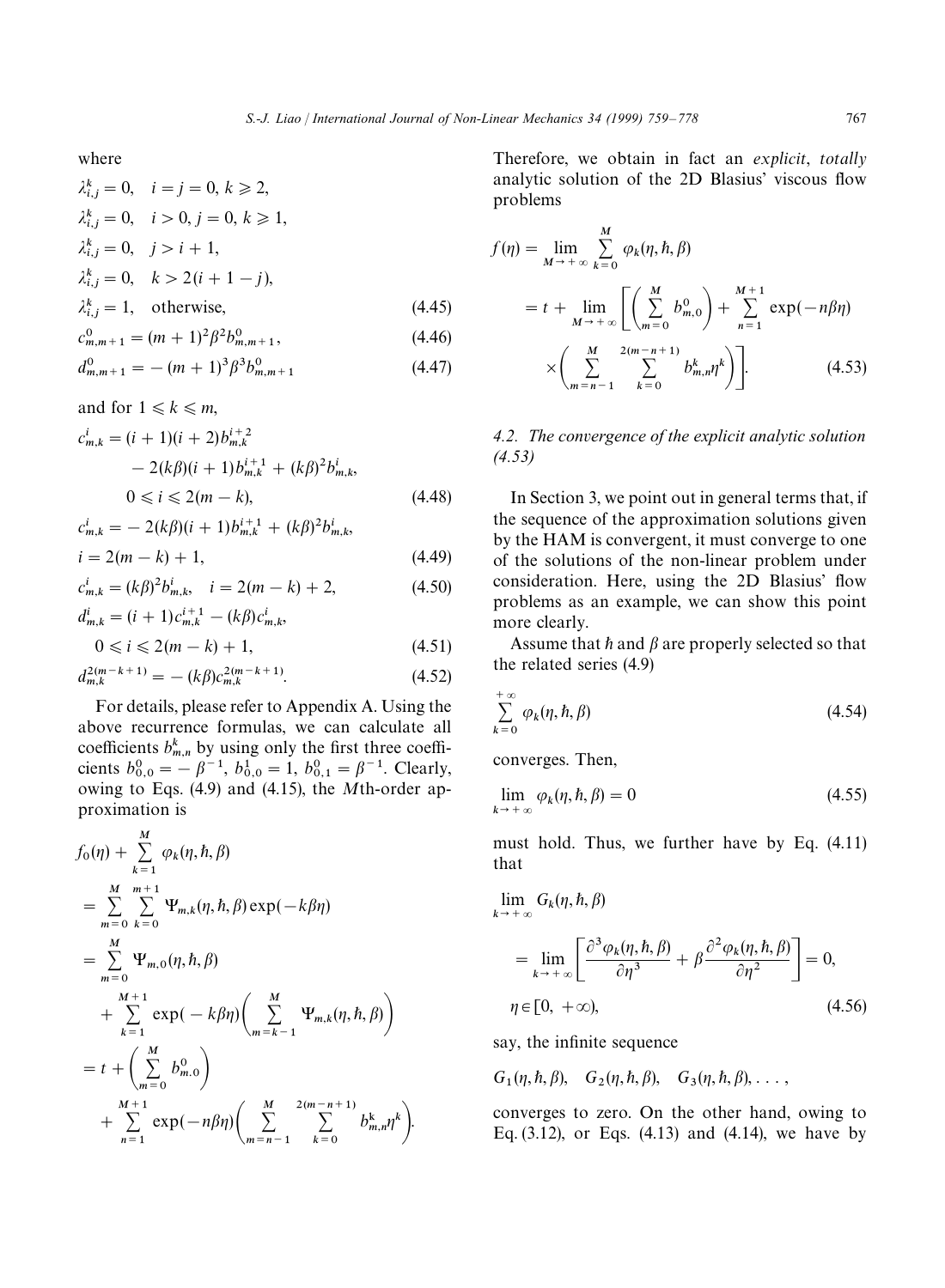where

$$\lambda_{i,j}^k = 0, \quad i = j = 0,\ k \geqslant 2,$$

$$\lambda_{i,j}^k = 0, \quad i > 0,\ j = 0,\ k \geqslant 1,$$

$$\lambda_{i,j}^k = 0, \quad j > i + 1,$$

$$\lambda_{i,j}^k = 0, \quad k > 2(i + 1 - j),$$

$$\lambda_{i,j}^k = 1, \quad \text{otherwise}, \tag{4.45}$$

$$c_{m,m+1}^0 = (m+1)^2 \beta^2 b_{m,m+1}^0, \tag{4.46}$$

$$d_{m,m+1}^0 = -(m+1)^3 \beta^3 b_{m,m+1}^0 \tag{4.47}$$

and for $1 \leqslant k \leqslant m$,

$$c_{m,k}^i = (i+1)(i+2) b_{m,k}^{i+2} - 2(k\beta)(i+1) b_{m,k}^{i+1} + (k\beta)^2 b_{m,k}^i,$$
$$0 \leqslant i \leqslant 2(m-k), \tag{4.48}$$

$$c_{m,k}^i = -2(k\beta)(i+1) b_{m,k}^{i+1} + (k\beta)^2 b_{m,k}^i,$$
$$i = 2(m-k) + 1, \tag{4.49}$$

$$c_{m,k}^i = (k\beta)^2 b_{m,k}^i, \quad i = 2(m-k) + 2, \tag{4.50}$$

$$d_{m,k}^i = (i+1) c_{m,k}^{i+1} - (k\beta) c_{m,k}^i,$$
$$0 \leqslant i \leqslant 2(m-k) + 1, \tag{4.51}$$

$$d_{m,k}^{2(m-k+1)} = -(k\beta) c_{m,k}^{2(m-k+1)}. \tag{4.52}$$

For details, please refer to Appendix A. Using the above recurrence formulas, we can calculate all coefficients $b_{m,n}^k$ by using only the first three coefficients $b_{0,0}^0 = -\beta^{-1}$, $b_{0,0}^1 = 1$, $b_{0,1}^0 = \beta^{-1}$. Clearly, owing to Eqs. (4.9) and (4.15), the $M$th-order approximation is

$$
\begin{aligned}
& f_0(\eta) + \sum_{k=1}^{M} \varphi_k(\eta, \hbar, \beta) \\
&= \sum_{m=0}^{M} \sum_{k=0}^{m+1} \Psi_{m,k}(\eta, \hbar, \beta) \exp(-k\beta\eta) \\
&= \sum_{m=0}^{M} \Psi_{m,0}(\eta, \hbar, \beta) \\
&\quad + \sum_{k=1}^{M+1} \exp(-k\beta\eta) \left( \sum_{m=k-1}^{M} \Psi_{m,k}(\eta, \hbar, \beta) \right) \\
&= t + \left( \sum_{m=0}^{M} b_{m,0}^0 \right) \\
&\quad + \sum_{n=1}^{M+1} \exp(-n\beta\eta) \left( \sum_{m=n-1}^{M} \sum_{k=0}^{2(m-n+1)} b_{m,n}^k \eta^k \right).
\end{aligned}
$$

Therefore, we obtain in fact an *explicit*, *totally* analytic solution of the 2D Blasius' viscous flow problems

$$
\begin{aligned}
f(\eta) &= \lim_{M \to +\infty} \sum_{k=0}^{M} \varphi_k(\eta, \hbar, \beta) \\
&= t + \lim_{M \to +\infty} \left[ \left( \sum_{m=0}^{M} b_{m,0}^0 \right) + \sum_{n=1}^{M+1} \exp(-n\beta\eta) \right. \\
&\quad \left. \times \left( \sum_{m=n-1}^{M} \sum_{k=0}^{2(m-n+1)} b_{m,n}^k \eta^k \right) \right].
\end{aligned} \tag{4.53}
$$

### 4.2. The convergence of the explicit analytic solution (4.53)

In Section 3, we point out in general terms that, if the sequence of the approximation solutions given by the HAM is convergent, it must converge to one of the solutions of the non-linear problem under consideration. Here, using the 2D Blasius' flow problems as an example, we can show this point more clearly.

Assume that $\hbar$ and $\beta$ are properly selected so that the related series (4.9)

$$\sum_{k=0}^{+\infty} \varphi_k(\eta, \hbar, \beta) \tag{4.54}$$

converges. Then,

$$\lim_{k \to +\infty} \varphi_k(\eta, \hbar, \beta) = 0 \tag{4.55}$$

must hold. Thus, we further have by Eq. (4.11) that

$$
\begin{aligned}
& \lim_{k \to +\infty} G_k(\eta, \hbar, \beta) \\
&= \lim_{k \to +\infty} \left[ \frac{\partial^3 \varphi_k(\eta, \hbar, \beta)}{\partial \eta^3} + \beta \frac{\partial^2 \varphi_k(\eta, \hbar, \beta)}{\partial \eta^2} \right] = 0, \\
& \eta \in [0, +\infty),
\end{aligned} \tag{4.56}
$$

say, the infinite sequence

$$G_1(\eta, \hbar, \beta), \quad G_2(\eta, \hbar, \beta), \quad G_3(\eta, \hbar, \beta), \ldots,$$

converges to zero. On the other hand, owing to Eq. (3.12), or Eqs. (4.13) and (4.14), we have by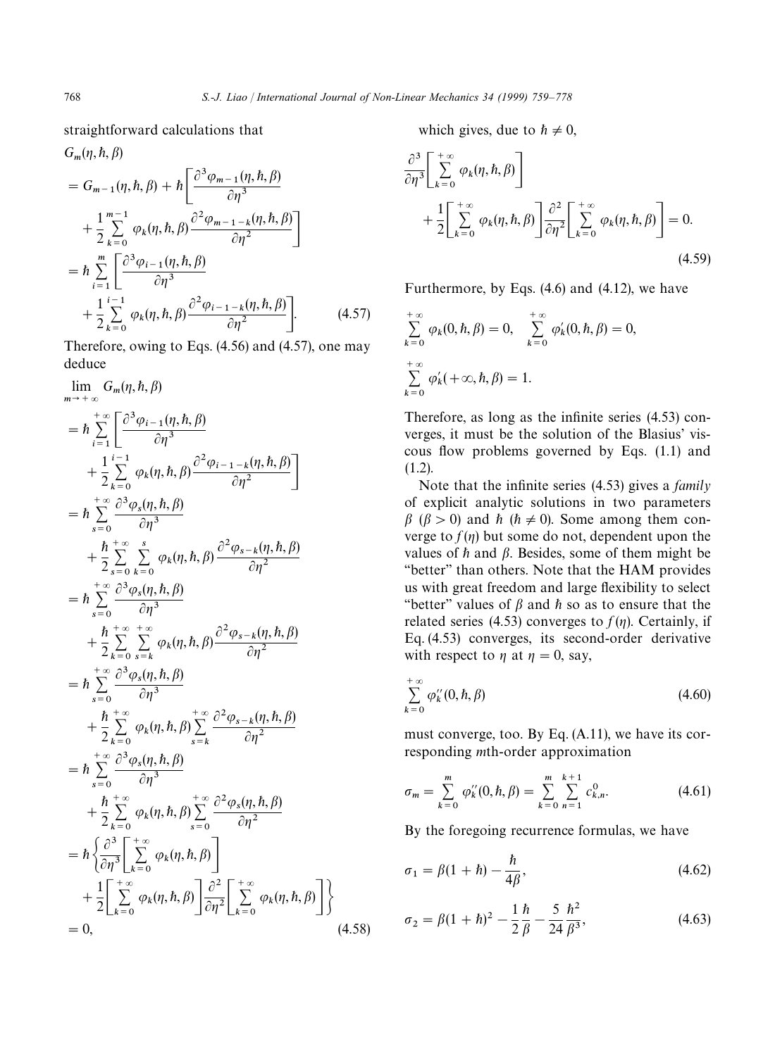straightforward calculations that

$$
\begin{aligned}
&G_m(\eta,\hbar,\beta)\\
&= G_{m-1}(\eta,\hbar,\beta) + \hbar\left[\frac{\partial^3\varphi_{m-1}(\eta,\hbar,\beta)}{\partial\eta^3}\right.\\
&\quad\left. + \frac{1}{2}\sum_{k=0}^{m-1}\varphi_k(\eta,\hbar,\beta)\frac{\partial^2\varphi_{m-1-k}(\eta,\hbar,\beta)}{\partial\eta^2}\right]\\
&= \hbar\sum_{i=1}^{m}\left[\frac{\partial^3\varphi_{i-1}(\eta,\hbar,\beta)}{\partial\eta^3}\right.\\
&\quad\left. + \frac{1}{2}\sum_{k=0}^{i-1}\varphi_k(\eta,\hbar,\beta)\frac{\partial^2\varphi_{i-1-k}(\eta,\hbar,\beta)}{\partial\eta^2}\right]. \qquad (4.57)
\end{aligned}
$$

Therefore, owing to Eqs. (4.56) and (4.57), one may deduce

$$
\begin{aligned}
&\lim_{m\to+\infty} G_m(\eta,\hbar,\beta)\\
&= \hbar\sum_{i=1}^{+\infty}\left[\frac{\partial^3\varphi_{i-1}(\eta,\hbar,\beta)}{\partial\eta^3}\right.\\
&\quad\left. + \frac{1}{2}\sum_{k=0}^{i-1}\varphi_k(\eta,\hbar,\beta)\frac{\partial^2\varphi_{i-1-k}(\eta,\hbar,\beta)}{\partial\eta^2}\right]\\
&= \hbar\sum_{s=0}^{+\infty}\frac{\partial^3\varphi_s(\eta,\hbar,\beta)}{\partial\eta^3}\\
&\quad + \frac{\hbar}{2}\sum_{s=0}^{+\infty}\sum_{k=0}^{s}\varphi_k(\eta,\hbar,\beta)\frac{\partial^2\varphi_{s-k}(\eta,\hbar,\beta)}{\partial\eta^2}\\
&= \hbar\sum_{s=0}^{+\infty}\frac{\partial^3\varphi_s(\eta,\hbar,\beta)}{\partial\eta^3}\\
&\quad + \frac{\hbar}{2}\sum_{k=0}^{+\infty}\sum_{s=k}^{+\infty}\varphi_k(\eta,\hbar,\beta)\frac{\partial^2\varphi_{s-k}(\eta,\hbar,\beta)}{\partial\eta^2}\\
&= \hbar\sum_{s=0}^{+\infty}\frac{\partial^3\varphi_s(\eta,\hbar,\beta)}{\partial\eta^3}\\
&\quad + \frac{\hbar}{2}\sum_{k=0}^{+\infty}\varphi_k(\eta,\hbar,\beta)\sum_{s=k}^{+\infty}\frac{\partial^2\varphi_{s-k}(\eta,\hbar,\beta)}{\partial\eta^2}\\
&= \hbar\sum_{s=0}^{+\infty}\frac{\partial^3\varphi_s(\eta,\hbar,\beta)}{\partial\eta^3}\\
&\quad + \frac{\hbar}{2}\sum_{k=0}^{+\infty}\varphi_k(\eta,\hbar,\beta)\sum_{s=0}^{+\infty}\frac{\partial^2\varphi_s(\eta,\hbar,\beta)}{\partial\eta^2}\\
&= \hbar\left\{\frac{\partial^3}{\partial\eta^3}\left[\sum_{k=0}^{+\infty}\varphi_k(\eta,\hbar,\beta)\right]\right.\\
&\quad\left. + \frac{1}{2}\left[\sum_{k=0}^{+\infty}\varphi_k(\eta,\hbar,\beta)\right]\frac{\partial^2}{\partial\eta^2}\left[\sum_{k=0}^{+\infty}\varphi_k(\eta,\hbar,\beta)\right]\right\}\\
&= 0, \qquad (4.58)
\end{aligned}
$$

which gives, due to $\hbar \neq 0$,

$$
\begin{aligned}
&\frac{\partial^3}{\partial\eta^3}\left[\sum_{k=0}^{+\infty}\varphi_k(\eta,\hbar,\beta)\right]\\
&\quad + \frac{1}{2}\left[\sum_{k=0}^{+\infty}\varphi_k(\eta,\hbar,\beta)\right]\frac{\partial^2}{\partial\eta^2}\left[\sum_{k=0}^{+\infty}\varphi_k(\eta,\hbar,\beta)\right] = 0. \qquad (4.59)
\end{aligned}
$$

Furthermore, by Eqs. (4.6) and (4.12), we have

$$
\sum_{k=0}^{+\infty}\varphi_k(0,\hbar,\beta) = 0, \quad \sum_{k=0}^{+\infty}\varphi'_k(0,\hbar,\beta) = 0,
$$

$$
\sum_{k=0}^{+\infty}\varphi'_k(+\infty,\hbar,\beta) = 1.
$$

Therefore, as long as the infinite series (4.53) converges, it must be the solution of the Blasius' viscous flow problems governed by Eqs. (1.1) and (1.2).

Note that the infinite series (4.53) gives a *family* of explicit analytic solutions in two parameters $\beta$ ($\beta > 0$) and $\hbar$ ($\hbar \neq 0$). Some among them converge to $f(\eta)$ but some do not, dependent upon the values of $\hbar$ and $\beta$. Besides, some of them might be "better" than others. Note that the HAM provides us with great freedom and large flexibility to select "better" values of $\beta$ and $\hbar$ so as to ensure that the related series (4.53) converges to $f(\eta)$. Certainly, if Eq. (4.53) converges, its second-order derivative with respect to $\eta$ at $\eta = 0$, say,

$$
\sum_{k=0}^{+\infty}\varphi''_k(0,\hbar,\beta) \qquad (4.60)
$$

must converge, too. By Eq. (A.11), we have its corresponding $m$th-order approximation

$$
\sigma_m = \sum_{k=0}^{m}\varphi''_k(0,\hbar,\beta) = \sum_{k=0}^{m}\sum_{n=1}^{k+1}c^0_{k,n}. \qquad (4.61)
$$

By the foregoing recurrence formulas, we have

$$
\sigma_1 = \beta(1+\hbar) - \frac{\hbar}{4\beta}, \qquad (4.62)
$$

$$
\sigma_2 = \beta(1+\hbar)^2 - \frac{1}{2}\frac{\hbar}{\beta} - \frac{5}{24}\frac{\hbar^2}{\beta^3}, \qquad (4.63)
$$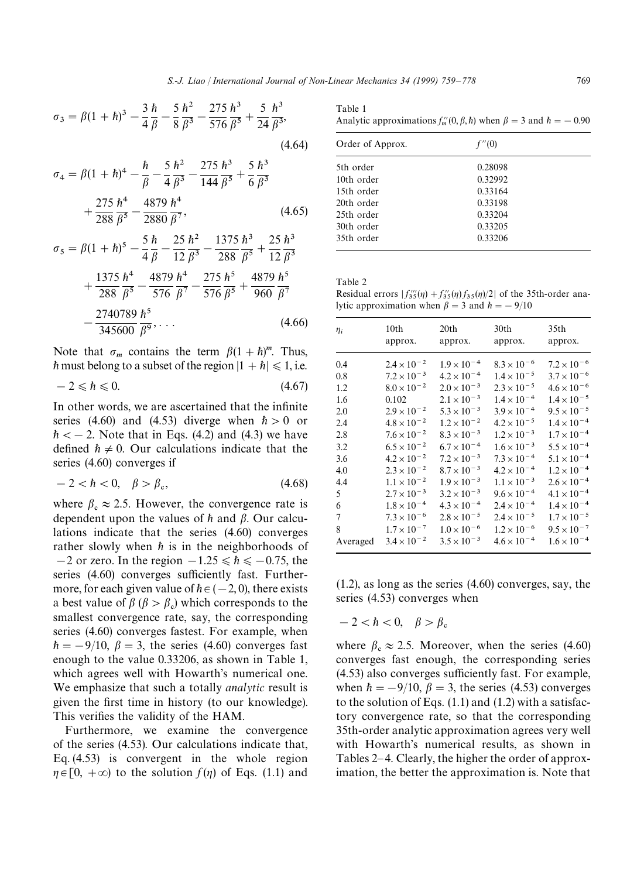$$\sigma_3 = \beta(1+\hbar)^3 - \frac{3}{4}\frac{\hbar}{\beta} - \frac{5}{8}\frac{\hbar^2}{\beta^3} - \frac{275}{576}\frac{\hbar^3}{\beta^5} + \frac{5}{24}\frac{\hbar^3}{\beta^3}, \tag{4.64}$$

$$\sigma_4 = \beta(1+\hbar)^4 - \frac{\hbar}{\beta} - \frac{5}{4}\frac{\hbar^2}{\beta^3} - \frac{275}{144}\frac{\hbar^3}{\beta^5} + \frac{5}{6}\frac{\hbar^3}{\beta^3} + \frac{275}{288}\frac{\hbar^4}{\beta^5} - \frac{4879}{2880}\frac{\hbar^4}{\beta^7}, \tag{4.65}$$

$$\sigma_5 = \beta(1+\hbar)^5 - \frac{5}{4}\frac{\hbar}{\beta} - \frac{25}{12}\frac{\hbar^2}{\beta^3} - \frac{1375}{288}\frac{\hbar^3}{\beta^5} + \frac{25}{12}\frac{\hbar^3}{\beta^3} + \frac{1375}{288}\frac{\hbar^4}{\beta^5} - \frac{4879}{576}\frac{\hbar^4}{\beta^7} - \frac{275}{576}\frac{\hbar^5}{\beta^5} + \frac{4879}{960}\frac{\hbar^5}{\beta^7} - \frac{2740789}{345600}\frac{\hbar^5}{\beta^9}, \ldots \tag{4.66}$$

Note that $\sigma_m$ contains the term $\beta(1+\hbar)^m$. Thus, $\hbar$ must belong to a subset of the region $|1+\hbar| \leqslant 1$, i.e.

$$-2 \leqslant \hbar \leqslant 0. \tag{4.67}$$

In other words, we are ascertained that the infinite series (4.60) and (4.53) diverge when $\hbar > 0$ or $\hbar < -2$. Note that in Eqs. (4.2) and (4.3) we have defined $\hbar \neq 0$. Our calculations indicate that the series (4.60) converges if

$$-2 < \hbar < 0, \quad \beta > \beta_c, \tag{4.68}$$

where $\beta_c \approx 2.5$. However, the convergence rate is dependent upon the values of $\hbar$ and $\beta$. Our calculations indicate that the series (4.60) converges rather slowly when $\hbar$ is in the neighborhoods of $-2$ or zero. In the region $-1.25 \leqslant \hbar \leqslant -0.75$, the series (4.60) converges sufficiently fast. Furthermore, for each given value of $\hbar \in (-2, 0)$, there exists a best value of $\beta$ ($\beta > \beta_c$) which corresponds to the smallest convergence rate, say, the corresponding series (4.60) converges fastest. For example, when $\hbar = -9/10$, $\beta = 3$, the series (4.60) converges fast enough to the value 0.33206, as shown in Table 1, which agrees well with Howarth's numerical one. We emphasize that such a totally *analytic* result is given the first time in history (to our knowledge). This verifies the validity of the HAM.

Furthermore, we examine the convergence of the series (4.53). Our calculations indicate that, Eq. (4.53) is convergent in the whole region $\eta \in [0, +\infty)$ to the solution $f(\eta)$ of Eqs. (1.1) and (1.2), as long as the series (4.60) converges, say, the series (4.53) converges when

$$-2 < \hbar < 0, \quad \beta > \beta_c$$

where $\beta_c \approx 2.5$. Moreover, when the series (4.60) converges fast enough, the corresponding series (4.53) also converges sufficiently fast. For example, when $\hbar = -9/10$, $\beta = 3$, the series (4.53) converges to the solution of Eqs. (1.1) and (1.2) with a satisfactory convergence rate, so that the corresponding 35th-order analytic approximation agrees very well with Howarth's numerical results, as shown in Tables 2–4. Clearly, the higher the order of approximation, the better the approximation is. Note that

Table 1
Analytic approximations $f''_m(0, \beta, \hbar)$ when $\beta = 3$ and $\hbar = -0.90$

| Order of Approx. | $f''(0)$ |
|---|---|
| 5th order | 0.28098 |
| 10th order | 0.32992 |
| 15th order | 0.33164 |
| 20th order | 0.33198 |
| 25th order | 0.33204 |
| 30th order | 0.33205 |
| 35th order | 0.33206 |

Table 2
Residual errors $|f'''_{35}(\eta) + f''_{35}(\eta) f_{35}(\eta)/2|$ of the 35th-order analytic approximation when $\beta = 3$ and $\hbar = -9/10$

| $\eta_i$ | 10th approx. | 20th approx. | 30th approx. | 35th approx. |
|---|---|---|---|---|
| 0.4 | $2.4 \times 10^{-2}$ | $1.9 \times 10^{-4}$ | $8.3 \times 10^{-6}$ | $7.2 \times 10^{-6}$ |
| 0.8 | $7.2 \times 10^{-3}$ | $4.2 \times 10^{-4}$ | $1.4 \times 10^{-5}$ | $3.7 \times 10^{-6}$ |
| 1.2 | $8.0 \times 10^{-2}$ | $2.0 \times 10^{-3}$ | $2.3 \times 10^{-5}$ | $4.6 \times 10^{-6}$ |
| 1.6 | 0.102 | $2.1 \times 10^{-3}$ | $1.4 \times 10^{-4}$ | $1.4 \times 10^{-5}$ |
| 2.0 | $2.9 \times 10^{-2}$ | $5.3 \times 10^{-3}$ | $3.9 \times 10^{-4}$ | $9.5 \times 10^{-5}$ |
| 2.4 | $4.8 \times 10^{-2}$ | $1.2 \times 10^{-2}$ | $4.2 \times 10^{-5}$ | $1.4 \times 10^{-4}$ |
| 2.8 | $7.6 \times 10^{-2}$ | $8.3 \times 10^{-3}$ | $1.2 \times 10^{-3}$ | $1.7 \times 10^{-4}$ |
| 3.2 | $6.5 \times 10^{-2}$ | $6.7 \times 10^{-4}$ | $1.6 \times 10^{-3}$ | $5.5 \times 10^{-4}$ |
| 3.6 | $4.2 \times 10^{-2}$ | $7.2 \times 10^{-3}$ | $7.3 \times 10^{-4}$ | $5.1 \times 10^{-4}$ |
| 4.0 | $2.3 \times 10^{-2}$ | $8.7 \times 10^{-3}$ | $4.2 \times 10^{-4}$ | $1.2 \times 10^{-4}$ |
| 4.4 | $1.1 \times 10^{-2}$ | $1.9 \times 10^{-3}$ | $1.1 \times 10^{-3}$ | $2.6 \times 10^{-4}$ |
| 5 | $2.7 \times 10^{-3}$ | $3.2 \times 10^{-3}$ | $9.6 \times 10^{-4}$ | $4.1 \times 10^{-4}$ |
| 6 | $1.8 \times 10^{-4}$ | $4.3 \times 10^{-4}$ | $2.4 \times 10^{-4}$ | $1.4 \times 10^{-4}$ |
| 7 | $7.3 \times 10^{-6}$ | $2.8 \times 10^{-5}$ | $2.4 \times 10^{-5}$ | $1.7 \times 10^{-5}$ |
| 8 | $1.7 \times 10^{-7}$ | $1.0 \times 10^{-6}$ | $1.2 \times 10^{-6}$ | $9.5 \times 10^{-7}$ |
| Averaged | $3.4 \times 10^{-2}$ | $3.5 \times 10^{-3}$ | $4.6 \times 10^{-4}$ | $1.6 \times 10^{-4}$ |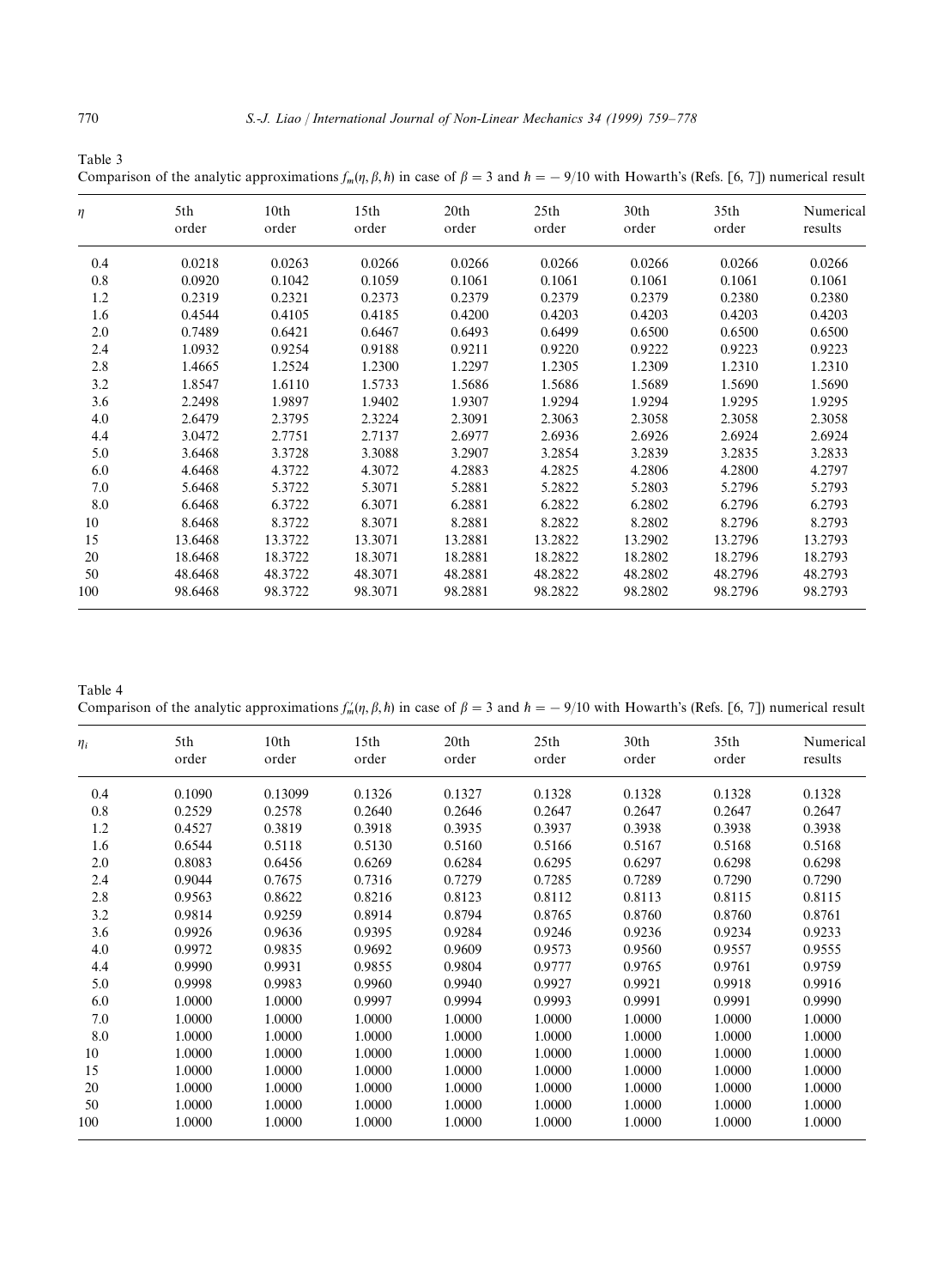Table 3
Comparison of the analytic approximations $f_m(\eta, \beta, \hbar)$ in case of $\beta = 3$ and $\hbar = -9/10$ with Howarth's (Refs. [6, 7]) numerical result

| $\eta$ | 5th order | 10th order | 15th order | 20th order | 25th order | 30th order | 35th order | Numerical results |
|---|---|---|---|---|---|---|---|---|
| 0.4 | 0.0218 | 0.0263 | 0.0266 | 0.0266 | 0.0266 | 0.0266 | 0.0266 | 0.0266 |
| 0.8 | 0.0920 | 0.1042 | 0.1059 | 0.1061 | 0.1061 | 0.1061 | 0.1061 | 0.1061 |
| 1.2 | 0.2319 | 0.2321 | 0.2373 | 0.2379 | 0.2379 | 0.2379 | 0.2380 | 0.2380 |
| 1.6 | 0.4544 | 0.4105 | 0.4185 | 0.4200 | 0.4203 | 0.4203 | 0.4203 | 0.4203 |
| 2.0 | 0.7489 | 0.6421 | 0.6467 | 0.6493 | 0.6499 | 0.6500 | 0.6500 | 0.6500 |
| 2.4 | 1.0932 | 0.9254 | 0.9188 | 0.9211 | 0.9220 | 0.9222 | 0.9223 | 0.9223 |
| 2.8 | 1.4665 | 1.2524 | 1.2300 | 1.2297 | 1.2305 | 1.2309 | 1.2310 | 1.2310 |
| 3.2 | 1.8547 | 1.6110 | 1.5733 | 1.5686 | 1.5686 | 1.5689 | 1.5690 | 1.5690 |
| 3.6 | 2.2498 | 1.9897 | 1.9402 | 1.9307 | 1.9294 | 1.9294 | 1.9295 | 1.9295 |
| 4.0 | 2.6479 | 2.3795 | 2.3224 | 2.3091 | 2.3063 | 2.3058 | 2.3058 | 2.3058 |
| 4.4 | 3.0472 | 2.7751 | 2.7137 | 2.6977 | 2.6936 | 2.6926 | 2.6924 | 2.6924 |
| 5.0 | 3.6468 | 3.3728 | 3.3088 | 3.2907 | 3.2854 | 3.2839 | 3.2835 | 3.2833 |
| 6.0 | 4.6468 | 4.3722 | 4.3072 | 4.2883 | 4.2825 | 4.2806 | 4.2800 | 4.2797 |
| 7.0 | 5.6468 | 5.3722 | 5.3071 | 5.2881 | 5.2822 | 5.2803 | 5.2796 | 5.2793 |
| 8.0 | 6.6468 | 6.3722 | 6.3071 | 6.2881 | 6.2822 | 6.2802 | 6.2796 | 6.2793 |
| 10 | 8.6468 | 8.3722 | 8.3071 | 8.2881 | 8.2822 | 8.2802 | 8.2796 | 8.2793 |
| 15 | 13.6468 | 13.3722 | 13.3071 | 13.2881 | 13.2822 | 13.2902 | 13.2796 | 13.2793 |
| 20 | 18.6468 | 18.3722 | 18.3071 | 18.2881 | 18.2822 | 18.2802 | 18.2796 | 18.2793 |
| 50 | 48.6468 | 48.3722 | 48.3071 | 48.2881 | 48.2822 | 48.2802 | 48.2796 | 48.2793 |
| 100 | 98.6468 | 98.3722 | 98.3071 | 98.2881 | 98.2822 | 98.2802 | 98.2796 | 98.2793 |

Table 4
Comparison of the analytic approximations $f'_m(\eta, \beta, \hbar)$ in case of $\beta = 3$ and $\hbar = -9/10$ with Howarth's (Refs. [6, 7]) numerical result

| $\eta_i$ | 5th order | 10th order | 15th order | 20th order | 25th order | 30th order | 35th order | Numerical results |
|---|---|---|---|---|---|---|---|---|
| 0.4 | 0.1090 | 0.13099 | 0.1326 | 0.1327 | 0.1328 | 0.1328 | 0.1328 | 0.1328 |
| 0.8 | 0.2529 | 0.2578 | 0.2640 | 0.2646 | 0.2647 | 0.2647 | 0.2647 | 0.2647 |
| 1.2 | 0.4527 | 0.3819 | 0.3918 | 0.3935 | 0.3937 | 0.3938 | 0.3938 | 0.3938 |
| 1.6 | 0.6544 | 0.5118 | 0.5130 | 0.5160 | 0.5166 | 0.5167 | 0.5168 | 0.5168 |
| 2.0 | 0.8083 | 0.6456 | 0.6269 | 0.6284 | 0.6295 | 0.6297 | 0.6298 | 0.6298 |
| 2.4 | 0.9044 | 0.7675 | 0.7316 | 0.7279 | 0.7285 | 0.7289 | 0.7290 | 0.7290 |
| 2.8 | 0.9563 | 0.8622 | 0.8216 | 0.8123 | 0.8112 | 0.8113 | 0.8115 | 0.8115 |
| 3.2 | 0.9814 | 0.9259 | 0.8914 | 0.8794 | 0.8765 | 0.8760 | 0.8760 | 0.8761 |
| 3.6 | 0.9926 | 0.9636 | 0.9395 | 0.9284 | 0.9246 | 0.9236 | 0.9234 | 0.9233 |
| 4.0 | 0.9972 | 0.9835 | 0.9692 | 0.9609 | 0.9573 | 0.9560 | 0.9557 | 0.9555 |
| 4.4 | 0.9990 | 0.9931 | 0.9855 | 0.9804 | 0.9777 | 0.9765 | 0.9761 | 0.9759 |
| 5.0 | 0.9998 | 0.9983 | 0.9960 | 0.9940 | 0.9927 | 0.9921 | 0.9918 | 0.9916 |
| 6.0 | 1.0000 | 1.0000 | 0.9997 | 0.9994 | 0.9993 | 0.9991 | 0.9991 | 0.9990 |
| 7.0 | 1.0000 | 1.0000 | 1.0000 | 1.0000 | 1.0000 | 1.0000 | 1.0000 | 1.0000 |
| 8.0 | 1.0000 | 1.0000 | 1.0000 | 1.0000 | 1.0000 | 1.0000 | 1.0000 | 1.0000 |
| 10 | 1.0000 | 1.0000 | 1.0000 | 1.0000 | 1.0000 | 1.0000 | 1.0000 | 1.0000 |
| 15 | 1.0000 | 1.0000 | 1.0000 | 1.0000 | 1.0000 | 1.0000 | 1.0000 | 1.0000 |
| 20 | 1.0000 | 1.0000 | 1.0000 | 1.0000 | 1.0000 | 1.0000 | 1.0000 | 1.0000 |
| 50 | 1.0000 | 1.0000 | 1.0000 | 1.0000 | 1.0000 | 1.0000 | 1.0000 | 1.0000 |
| 100 | 1.0000 | 1.0000 | 1.0000 | 1.0000 | 1.0000 | 1.0000 | 1.0000 | 1.0000 |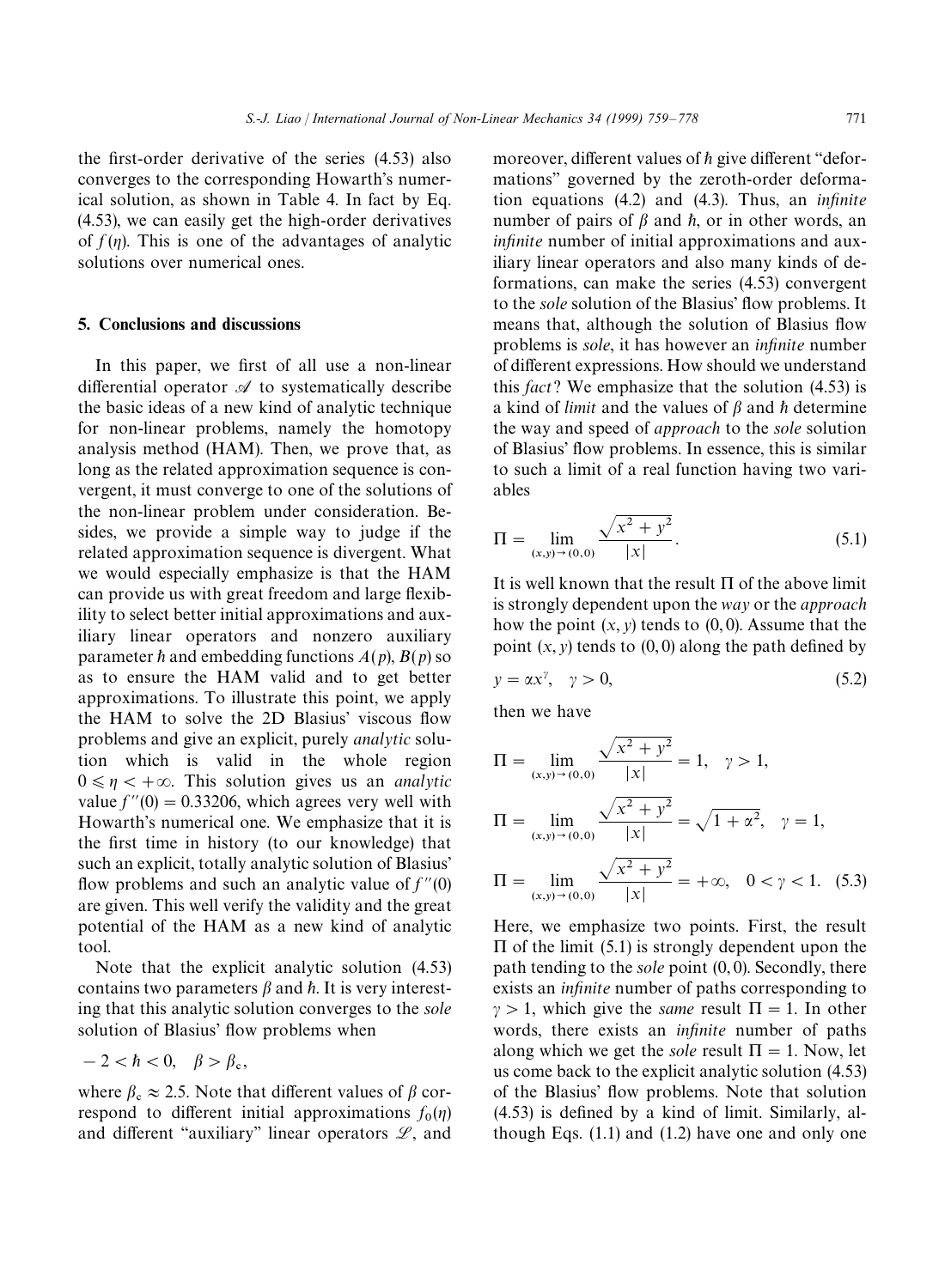the first-order derivative of the series (4.53) also converges to the corresponding Howarth's numerical solution, as shown in Table 4. In fact by Eq. (4.53), we can easily get the high-order derivatives of $f(\eta)$. This is one of the advantages of analytic solutions over numerical ones.

## 5. Conclusions and discussions

In this paper, we first of all use a non-linear differential operator $\mathscr{A}$ to systematically describe the basic ideas of a new kind of analytic technique for non-linear problems, namely the homotopy analysis method (HAM). Then, we prove that, as long as the related approximation sequence is convergent, it must converge to one of the solutions of the non-linear problem under consideration. Besides, we provide a simple way to judge if the related approximation sequence is divergent. What we would especially emphasize is that the HAM can provide us with great freedom and large flexibility to select better initial approximations and auxiliary linear operators and nonzero auxiliary parameter $\hbar$ and embedding functions $A(p)$, $B(p)$ so as to ensure the HAM valid and to get better approximations. To illustrate this point, we apply the HAM to solve the 2D Blasius' viscous flow problems and give an explicit, purely *analytic* solution which is valid in the whole region $0 \leqslant \eta < +\infty$. This solution gives us an *analytic* value $f''(0) = 0.33206$, which agrees very well with Howarth's numerical one. We emphasize that it is the first time in history (to our knowledge) that such an explicit, totally analytic solution of Blasius' flow problems and such an analytic value of $f''(0)$ are given. This well verify the validity and the great potential of the HAM as a new kind of analytic tool.

Note that the explicit analytic solution (4.53) contains two parameters $\beta$ and $\hbar$. It is very interesting that this analytic solution converges to the *sole* solution of Blasius' flow problems when

$$-2 < \hbar < 0, \quad \beta > \beta_c,$$

where $\beta_c \approx 2.5$. Note that different values of $\beta$ correspond to different initial approximations $f_0(\eta)$ and different "auxiliary" linear operators $\mathscr{L}$, and moreover, different values of $\hbar$ give different "deformations" governed by the zeroth-order deformation equations (4.2) and (4.3). Thus, an *infinite* number of pairs of $\beta$ and $\hbar$, or in other words, an *infinite* number of initial approximations and auxiliary linear operators and also many kinds of deformations, can make the series (4.53) convergent to the *sole* solution of the Blasius' flow problems. It means that, although the solution of Blasius flow problems is *sole*, it has however an *infinite* number of different expressions. How should we understand this *fact*? We emphasize that the solution (4.53) is a kind of *limit* and the values of $\beta$ and $\hbar$ determine the way and speed of *approach* to the *sole* solution of Blasius' flow problems. In essence, this is similar to such a limit of a real function having two variables

$$\Pi = \lim_{(x,y)\to(0,0)} \frac{\sqrt{x^2+y^2}}{|x|}. \tag{5.1}$$

It is well known that the result $\Pi$ of the above limit is strongly dependent upon the *way* or the *approach* how the point $(x, y)$ tends to $(0, 0)$. Assume that the point $(x, y)$ tends to $(0, 0)$ along the path defined by

$$y = \alpha x^{\gamma}, \quad \gamma > 0, \tag{5.2}$$

then we have

$$\Pi = \lim_{(x,y)\to(0,0)} \frac{\sqrt{x^2+y^2}}{|x|} = 1, \quad \gamma > 1,$$

$$\Pi = \lim_{(x,y)\to(0,0)} \frac{\sqrt{x^2+y^2}}{|x|} = \sqrt{1+\alpha^2}, \quad \gamma = 1,$$

$$\Pi = \lim_{(x,y)\to(0,0)} \frac{\sqrt{x^2+y^2}}{|x|} = +\infty, \quad 0 < \gamma < 1. \tag{5.3}$$

Here, we emphasize two points. First, the result $\Pi$ of the limit (5.1) is strongly dependent upon the path tending to the *sole* point $(0, 0)$. Secondly, there exists an *infinite* number of paths corresponding to $\gamma > 1$, which give the *same* result $\Pi = 1$. In other words, there exists an *infinite* number of paths along which we get the *sole* result $\Pi = 1$. Now, let us come back to the explicit analytic solution (4.53) of the Blasius' flow problems. Note that solution (4.53) is defined by a kind of limit. Similarly, although Eqs. (1.1) and (1.2) have one and only one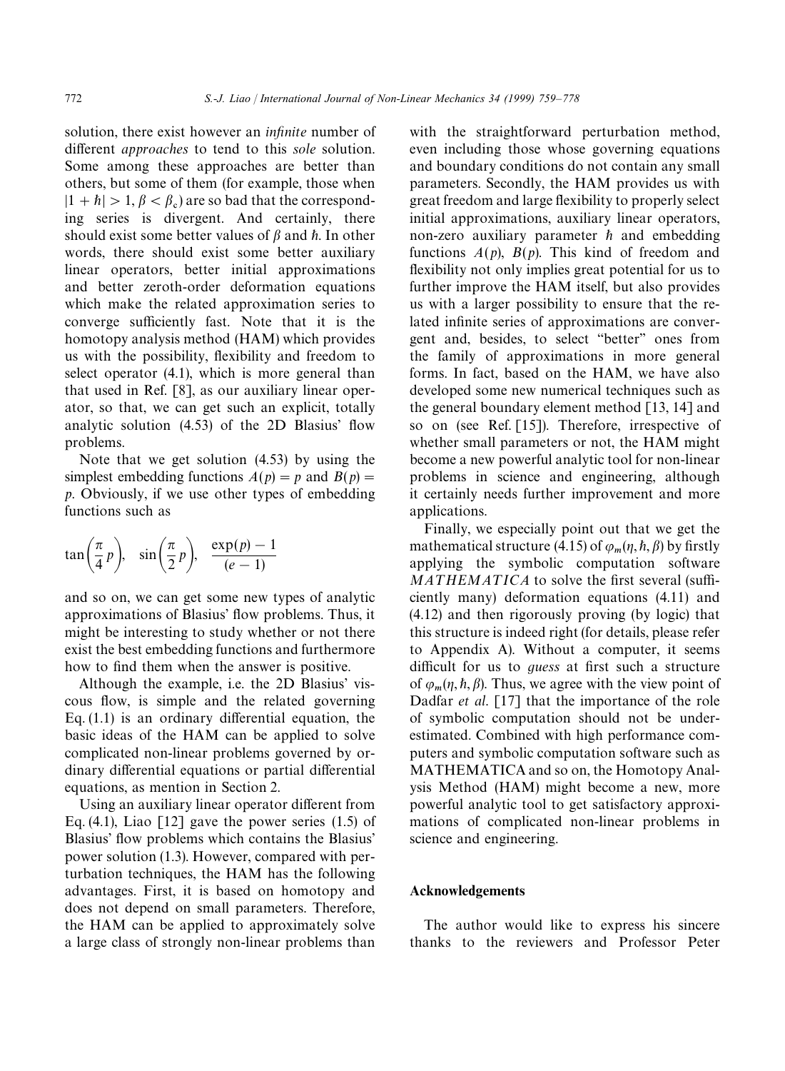solution, there exist however an *infinite* number of different *approaches* to tend to this *sole* solution. Some among these approaches are better than others, but some of them (for example, those when $|1 + \hbar| > 1, \beta < \beta_c$) are so bad that the corresponding series is divergent. And certainly, there should exist some better values of $\beta$ and $\hbar$. In other words, there should exist some better auxiliary linear operators, better initial approximations and better zeroth-order deformation equations which make the related approximation series to converge sufficiently fast. Note that it is the homotopy analysis method (HAM) which provides us with the possibility, flexibility and freedom to select operator (4.1), which is more general than that used in Ref. [8], as our auxiliary linear operator, so that, we can get such an explicit, totally analytic solution (4.53) of the 2D Blasius' flow problems.

Note that we get solution (4.53) by using the simplest embedding functions $A(p) = p$ and $B(p) = p$. Obviously, if we use other types of embedding functions such as

$$\tan\left(\frac{\pi}{4}p\right), \quad \sin\left(\frac{\pi}{2}p\right), \quad \frac{\exp(p) - 1}{(e - 1)}$$

and so on, we can get some new types of analytic approximations of Blasius' flow problems. Thus, it might be interesting to study whether or not there exist the best embedding functions and furthermore how to find them when the answer is positive.

Although the example, i.e. the 2D Blasius' viscous flow, is simple and the related governing Eq. (1.1) is an ordinary differential equation, the basic ideas of the HAM can be applied to solve complicated non-linear problems governed by ordinary differential equations or partial differential equations, as mention in Section 2.

Using an auxiliary linear operator different from Eq. (4.1), Liao [12] gave the power series (1.5) of Blasius' flow problems which contains the Blasius' power solution (1.3). However, compared with perturbation techniques, the HAM has the following advantages. First, it is based on homotopy and does not depend on small parameters. Therefore, the HAM can be applied to approximately solve a large class of strongly non-linear problems than with the straightforward perturbation method, even including those whose governing equations and boundary conditions do not contain any small parameters. Secondly, the HAM provides us with great freedom and large flexibility to properly select initial approximations, auxiliary linear operators, non-zero auxiliary parameter $\hbar$ and embedding functions $A(p)$, $B(p)$. This kind of freedom and flexibility not only implies great potential for us to further improve the HAM itself, but also provides us with a larger possibility to ensure that the related infinite series of approximations are convergent and, besides, to select "better" ones from the family of approximations in more general forms. In fact, based on the HAM, we have also developed some new numerical techniques such as the general boundary element method [13, 14] and so on (see Ref. [15]). Therefore, irrespective of whether small parameters or not, the HAM might become a new powerful analytic tool for non-linear problems in science and engineering, although it certainly needs further improvement and more applications.

Finally, we especially point out that we get the mathematical structure (4.15) of $\varphi_m(\eta, \hbar, \beta)$ by firstly applying the symbolic computation software *MATHEMATICA* to solve the first several (sufficiently many) deformation equations (4.11) and (4.12) and then rigorously proving (by logic) that this structure is indeed right (for details, please refer to Appendix A). Without a computer, it seems difficult for us to *guess* at first such a structure of $\varphi_m(\eta, \hbar, \beta)$. Thus, we agree with the view point of Dadfar *et al.* [17] that the importance of the role of symbolic computation should not be underestimated. Combined with high performance computers and symbolic computation software such as MATHEMATICA and so on, the Homotopy Analysis Method (HAM) might become a new, more powerful analytic tool to get satisfactory approximations of complicated non-linear problems in science and engineering.

## Acknowledgements

The author would like to express his sincere thanks to the reviewers and Professor Peter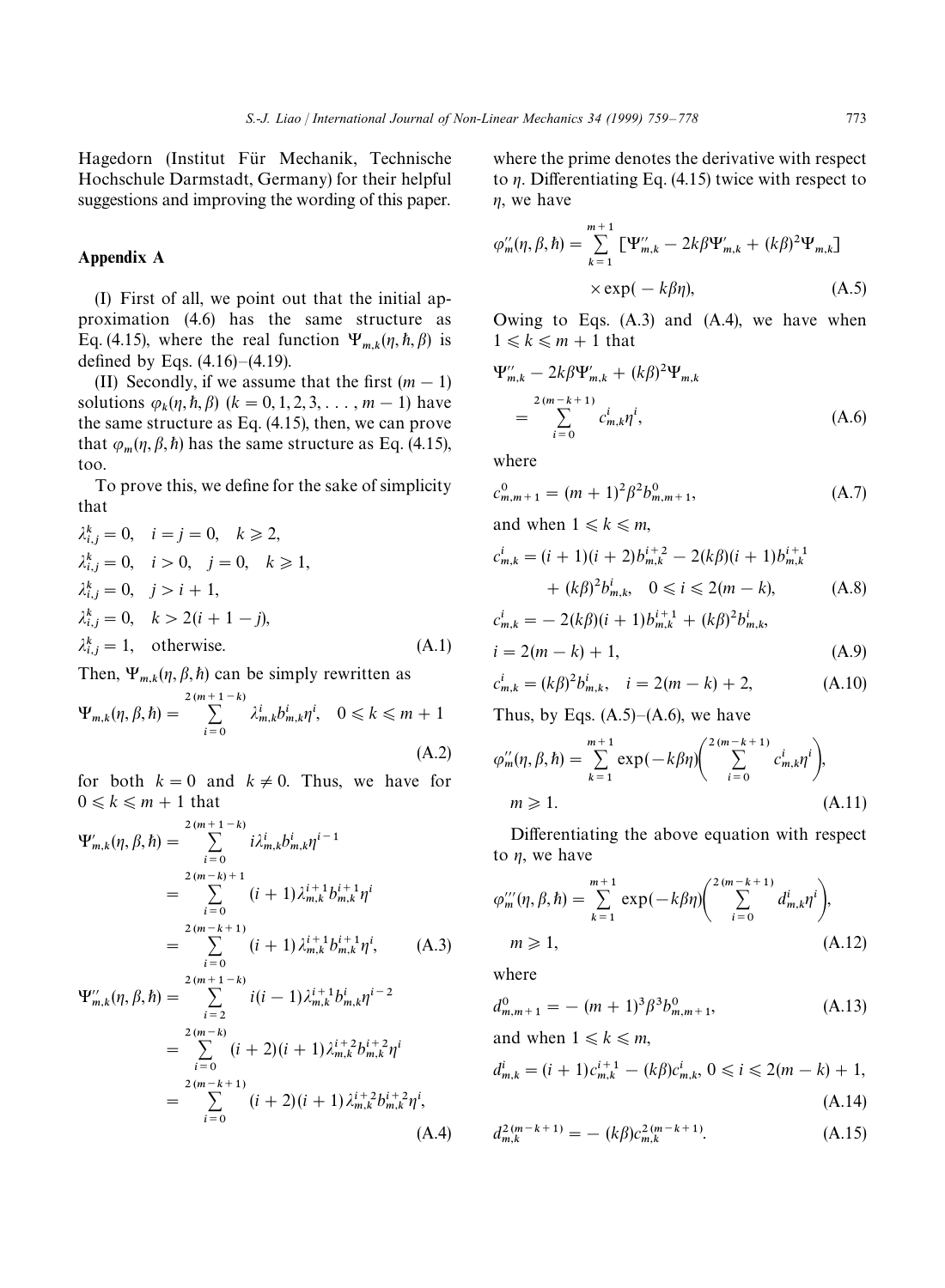Hagedorn (Institut Für Mechanik, Technische Hochschule Darmstadt, Germany) for their helpful suggestions and improving the wording of this paper.

## Appendix A

(I) First of all, we point out that the initial approximation (4.6) has the same structure as Eq. (4.15), where the real function $\Psi_{m,k}(\eta, \hbar, \beta)$ is defined by Eqs. (4.16)–(4.19).

(II) Secondly, if we assume that the first $(m-1)$ solutions $\varphi_k(\eta, \hbar, \beta)$ $(k = 0, 1, 2, 3, \ldots, m-1)$ have the same structure as Eq. (4.15), then, we can prove that $\varphi_m(\eta, \beta, \hbar)$ has the same structure as Eq. (4.15), too.

To prove this, we define for the sake of simplicity that

$$
\begin{aligned}
&\lambda_{i,j}^k = 0, \quad i = j = 0, \quad k \geqslant 2,\\
&\lambda_{i,j}^k = 0, \quad i > 0, \quad j = 0, \quad k \geqslant 1,\\
&\lambda_{i,j}^k = 0, \quad j > i + 1,\\
&\lambda_{i,j}^k = 0, \quad k > 2(i + 1 - j),\\
&\lambda_{i,j}^k = 1, \quad \text{otherwise.}
\end{aligned} \tag{A.1}
$$

Then, $\Psi_{m,k}(\eta, \beta, \hbar)$ can be simply rewritten as

$$
\Psi_{m,k}(\eta, \beta, \hbar) = \sum_{i=0}^{2(m+1-k)} \lambda_{m,k}^i b_{m,k}^i \eta^i, \quad 0 \leqslant k \leqslant m+1 \tag{A.2}
$$

for both $k = 0$ and $k \neq 0$. Thus, we have for $0 \leqslant k \leqslant m+1$ that

$$
\begin{aligned}
\Psi'_{m,k}(\eta, \beta, \hbar) &= \sum_{i=0}^{2(m+1-k)} i \lambda_{m,k}^i b_{m,k}^i \eta^{i-1}\\
&= \sum_{i=0}^{2(m-k)+1} (i+1) \lambda_{m,k}^{i+1} b_{m,k}^{i+1} \eta^i\\
&= \sum_{i=0}^{2(m-k+1)} (i+1) \lambda_{m,k}^{i+1} b_{m,k}^{i+1} \eta^i,
\end{aligned} \tag{A.3}
$$

$$
\begin{aligned}
\Psi''_{m,k}(\eta, \beta, \hbar) &= \sum_{i=2}^{2(m+1-k)} i(i-1) \lambda_{m,k}^{i+1} b_{m,k}^i \eta^{i-2}\\
&= \sum_{i=0}^{2(m-k)} (i+2)(i+1) \lambda_{m,k}^{i+2} b_{m,k}^{i+2} \eta^i\\
&= \sum_{i=0}^{2(m-k+1)} (i+2)(i+1) \lambda_{m,k}^{i+2} b_{m,k}^{i+2} \eta^i,
\end{aligned} \tag{A.4}
$$

where the prime denotes the derivative with respect to $\eta$. Differentiating Eq. (4.15) twice with respect to $\eta$, we have

$$
\varphi''_m(\eta, \beta, \hbar) = \sum_{k=1}^{m+1} [\Psi''_{m,k} - 2k\beta \Psi'_{m,k} + (k\beta)^2 \Psi_{m,k}] \times \exp(-k\beta\eta), \tag{A.5}
$$

Owing to Eqs. (A.3) and (A.4), we have when $1 \leqslant k \leqslant m+1$ that

$$
\Psi''_{m,k} - 2k\beta \Psi'_{m,k} + (k\beta)^2 \Psi_{m,k} = \sum_{i=0}^{2(m-k+1)} c_{m,k}^i \eta^i, \tag{A.6}
$$

where

$$
c_{m,m+1}^0 = (m+1)^2 \beta^2 b_{m,m+1}^0, \tag{A.7}
$$

and when $1 \leqslant k \leqslant m$,

$$
c_{m,k}^i = (i+1)(i+2) b_{m,k}^{i+2} - 2(k\beta)(i+1) b_{m,k}^{i+1} + (k\beta)^2 b_{m,k}^i, \quad 0 \leqslant i \leqslant 2(m-k), \tag{A.8}
$$

$$
c_{m,k}^i = -2(k\beta)(i+1) b_{m,k}^{i+1} + (k\beta)^2 b_{m,k}^i, \quad i = 2(m-k)+1, \tag{A.9}
$$

$$
c_{m,k}^i = (k\beta)^2 b_{m,k}^i, \quad i = 2(m-k)+2, \tag{A.10}
$$

Thus, by Eqs. (A.5)–(A.6), we have

$$
\varphi''_m(\eta, \beta, \hbar) = \sum_{k=1}^{m+1} \exp(-k\beta\eta) \left( \sum_{i=0}^{2(m-k+1)} c_{m,k}^i \eta^i \right), \quad m \geqslant 1. \tag{A.11}
$$

Differentiating the above equation with respect to $\eta$, we have

$$
\varphi'''_m(\eta, \beta, \hbar) = \sum_{k=1}^{m+1} \exp(-k\beta\eta) \left( \sum_{i=0}^{2(m-k+1)} d_{m,k}^i \eta^i \right), \quad m \geqslant 1, \tag{A.12}
$$

where

$$
d_{m,m+1}^0 = -(m+1)^3 \beta^3 b_{m,m+1}^0, \tag{A.13}
$$

and when $1 \leqslant k \leqslant m$,

$$
d_{m,k}^i = (i+1) c_{m,k}^{i+1} - (k\beta) c_{m,k}^i, \; 0 \leqslant i \leqslant 2(m-k)+1, \tag{A.14}
$$

$$
d_{m,k}^{2(m-k+1)} = -(k\beta) c_{m,k}^{2(m-k+1)}. \tag{A.15}
$$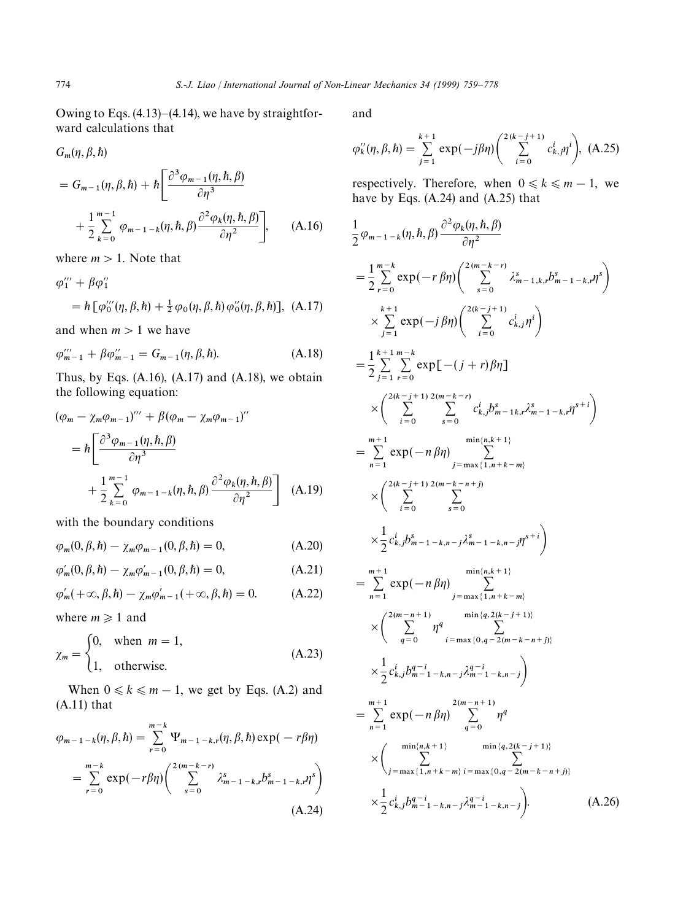Owing to Eqs. (4.13)–(4.14), we have by straightforward calculations that

$$
\begin{aligned}
&G_m(\eta,\beta,\hbar)\\
&= G_{m-1}(\eta,\beta,\hbar) + \hbar\left[\frac{\partial^3 \varphi_{m-1}(\eta,\hbar,\beta)}{\partial \eta^3} + \frac{1}{2}\sum_{k=0}^{m-1}\varphi_{m-1-k}(\eta,\hbar,\beta)\frac{\partial^2\varphi_k(\eta,\hbar,\beta)}{\partial\eta^2}\right], \quad \text{(A.16)}
\end{aligned}
$$

where $m > 1$. Note that

$$
\varphi_1''' + \beta\varphi_1'' = \hbar\,[\varphi_0'''(\eta,\beta,\hbar) + \tfrac{1}{2}\varphi_0(\eta,\beta,\hbar)\varphi_0''(\eta,\beta,\hbar)], \quad \text{(A.17)}
$$

and when $m > 1$ we have

$$
\varphi_{m-1}''' + \beta\varphi_{m-1}'' = G_{m-1}(\eta,\beta,\hbar). \quad \text{(A.18)}
$$

Thus, by Eqs. (A.16), (A.17) and (A.18), we obtain the following equation:

$$
\begin{aligned}
&(\varphi_m - \chi_m\varphi_{m-1})''' + \beta(\varphi_m - \chi_m\varphi_{m-1})''\\
&= \hbar\left[\frac{\partial^3\varphi_{m-1}(\eta,\hbar,\beta)}{\partial\eta^3} + \frac{1}{2}\sum_{k=0}^{m-1}\varphi_{m-1-k}(\eta,\hbar,\beta)\frac{\partial^2\varphi_k(\eta,\hbar,\beta)}{\partial\eta^2}\right] \quad \text{(A.19)}
\end{aligned}
$$

with the boundary conditions

$$
\varphi_m(0,\beta,\hbar) - \chi_m\varphi_{m-1}(0,\beta,\hbar) = 0, \quad \text{(A.20)}
$$

$$
\varphi_m'(0,\beta,\hbar) - \chi_m\varphi_{m-1}'(0,\beta,\hbar) = 0, \quad \text{(A.21)}
$$

$$
\varphi_m'(+\infty,\beta,\hbar) - \chi_m\varphi_{m-1}'(+\infty,\beta,\hbar) = 0. \quad \text{(A.22)}
$$

where $m \geqslant 1$ and

$$
\chi_m = \begin{cases} 0, & \text{when } m = 1,\\ 1, & \text{otherwise.}\end{cases} \quad \text{(A.23)}
$$

When $0 \leqslant k \leqslant m-1$, we get by Eqs. (A.2) and (A.11) that

$$
\begin{aligned}
\varphi_{m-1-k}(\eta,\beta,\hbar) &= \sum_{r=0}^{m-k}\Psi_{m-1-k,r}(\eta,\beta,\hbar)\exp(-r\beta\eta)\\
&= \sum_{r=0}^{m-k}\exp(-r\beta\eta)\left(\sum_{s=0}^{2(m-k-r)}\lambda_{m-1-k,r}^{s}b_{m-1-k,r}^{s}\eta^{s}\right)
\end{aligned} \quad \text{(A.24)}
$$

and

$$
\varphi_k''(\eta,\beta,\hbar) = \sum_{j=1}^{k+1}\exp(-j\beta\eta)\left(\sum_{i=0}^{2(k-j+1)}c_{k,j}^{i}\eta^{i}\right), \quad \text{(A.25)}
$$

respectively. Therefore, when $0 \leqslant k \leqslant m-1$, we have by Eqs. (A.24) and (A.25) that

$$
\begin{aligned}
&\frac{1}{2}\varphi_{m-1-k}(\eta,\hbar,\beta)\frac{\partial^2\varphi_k(\eta,\hbar,\beta)}{\partial\eta^2}\\
&= \frac{1}{2}\sum_{r=0}^{m-k}\exp(-r\beta\eta)\left(\sum_{s=0}^{2(m-k-r)}\lambda_{m-1,k,r}^{s}b_{m-1-k,r}^{s}\eta^{s}\right)\times\sum_{j=1}^{k+1}\exp(-j\beta\eta)\left(\sum_{i=0}^{2(k-j+1)}c_{k,j}^{i}\eta^{i}\right)\\
&= \frac{1}{2}\sum_{j=1}^{k+1}\sum_{r=0}^{m-k}\exp[-(j+r)\beta\eta]\times\left(\sum_{i=0}^{2(k-j+1)}\sum_{s=0}^{2(m-k-r)}c_{k,j}^{i}b_{m-1k,r}^{s}\lambda_{m-1-k,r}^{s}\eta^{s+i}\right)\\
&= \sum_{n=1}^{m+1}\exp(-n\beta\eta)\sum_{j=\max\{1,n+k-m\}}^{\min\{n,k+1\}}\times\left(\sum_{i=0}^{2(k-j+1)}\sum_{s=0}^{2(m-k-n+j)}\times\frac{1}{2}c_{k,j}^{i}b_{m-1-k,n-j}^{s}\lambda_{m-1-k,n-j}^{s}\eta^{s+i}\right)\\
&= \sum_{n=1}^{m+1}\exp(-n\beta\eta)\sum_{j=\max\{1,n+k-m\}}^{\min\{n,k+1\}}\times\left(\sum_{q=0}^{2(m-n+1)}\eta^{q}\sum_{i=\max\{0,q-2(m-k-n+j)\}}^{\min\{q,2(k-j+1)\}}\times\frac{1}{2}c_{k,j}^{i}b_{m-1-k,n-j}^{q-i}\lambda_{m-1-k,n-j}^{q-i}\right)\\
&= \sum_{n=1}^{m+1}\exp(-n\beta\eta)\sum_{q=0}^{2(m-n+1)}\eta^{q}\times\left(\sum_{j=\max\{1,n+k-m\}}^{\min\{n,k+1\}}\sum_{i=\max\{0,q-2(m-k-n+j)\}}^{\min\{q,2(k-j+1)\}}\times\frac{1}{2}c_{k,j}^{i}b_{m-1-k,n-j}^{q-i}\lambda_{m-1-k,n-j}^{q-i}\right).
\end{aligned} \quad \text{(A.26)}
$$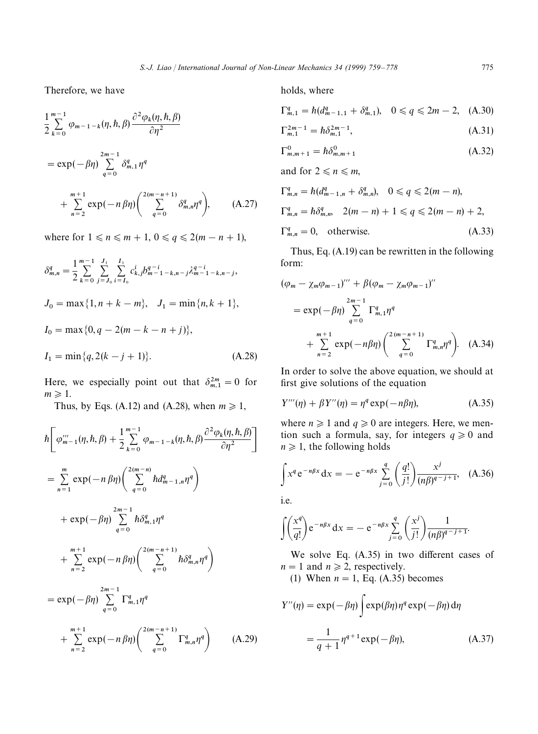Therefore, we have

$$\frac{1}{2}\sum_{k=0}^{m-1}\varphi_{m-1-k}(\eta,\hbar,\beta)\frac{\partial^2\varphi_k(\eta,\hbar,\beta)}{\partial\eta^2}$$

$$=\exp(-\beta\eta)\sum_{q=0}^{2m-1}\delta_{m,1}^q\eta^q$$

$$+\sum_{n=2}^{m+1}\exp(-n\,\beta\eta)\left(\sum_{q=0}^{2(m-n+1)}\delta_{m,n}^q\eta^q\right), \tag{A.27}$$

where for $1\leqslant n\leqslant m+1$, $0\leqslant q\leqslant 2(m-n+1)$,

$$\delta_{m,n}^q=\frac{1}{2}\sum_{k=0}^{m-1}\sum_{j=J_0}^{J_1}\sum_{i=I_0}^{I_1}c_{k,j}^i b_{m-1-k,n-j}^{q-i}\lambda_{m-1-k,n-j}^{q-i},$$

$$J_0=\max\{1,n+k-m\},\quad J_1=\min\{n,k+1\},$$

$$I_0=\max\{0,q-2(m-k-n+j)\},$$

$$I_1=\min\{q,2(k-j+1)\}. \tag{A.28}$$

Here, we especially point out that $\delta_{m,1}^{2m}=0$ for $m\geqslant 1$.

Thus, by Eqs. (A.12) and (A.28), when $m\geqslant 1$,

$$\hbar\left[\varphi_{m-1}'''(\eta,\hbar,\beta)+\frac{1}{2}\sum_{k=0}^{m-1}\varphi_{m-1-k}(\eta,\hbar,\beta)\frac{\partial^2\varphi_k(\eta,\hbar,\beta)}{\partial\eta^2}\right]$$

$$=\sum_{n=1}^{m}\exp(-n\,\beta\eta)\left(\sum_{q=0}^{2(m-n)}\hbar d_{m-1,n}^q\eta^q\right)$$

$$+\exp(-\beta\eta)\sum_{q=0}^{2m-1}\hbar\delta_{m,1}^q\eta^q$$

$$+\sum_{n=2}^{m+1}\exp(-n\,\beta\eta)\left(\sum_{q=0}^{2(m-n+1)}\hbar\delta_{m,n}^q\eta^q\right)$$

$$=\exp(-\beta\eta)\sum_{q=0}^{2m-1}\Gamma_{m,1}^q\eta^q$$

$$+\sum_{n=2}^{m+1}\exp(-n\,\beta\eta)\left(\sum_{q=0}^{2(m-n+1)}\Gamma_{m,n}^q\eta^q\right) \tag{A.29}$$

holds, where

$$\Gamma_{m,1}^q=\hbar(d_{m-1,1}^q+\delta_{m,1}^q),\quad 0\leqslant q\leqslant 2m-2, \tag{A.30}$$

$$\Gamma_{m,1}^{2m-1}=\hbar\delta_{m,1}^{2m-1}, \tag{A.31}$$

$$\Gamma_{m,m+1}^0=\hbar\delta_{m,m+1}^0 \tag{A.32}$$

and for $2\leqslant n\leqslant m$,

$$\Gamma_{m,n}^q=\hbar(d_{m-1,n}^q+\delta_{m,n}^q),\quad 0\leqslant q\leqslant 2(m-n),$$

$$\Gamma_{m,n}^q=\hbar\delta_{m,n}^q,\quad 2(m-n)+1\leqslant q\leqslant 2(m-n)+2,$$

$$\Gamma_{m,n}^q=0,\quad \text{otherwise}. \tag{A.33}$$

Thus, Eq. (A.19) can be rewritten in the following form:

$$(\varphi_m-\chi_m\varphi_{m-1})'''+\beta(\varphi_m-\chi_m\varphi_{m-1})''$$

$$=\exp(-\beta\eta)\sum_{q=0}^{2m-1}\Gamma_{m,1}^q\eta^q$$

$$+\sum_{n=2}^{m+1}\exp(-n\beta\eta)\left(\sum_{q=0}^{2(m-n+1)}\Gamma_{m,n}^q\eta^q\right). \tag{A.34}$$

In order to solve the above equation, we should at first give solutions of the equation

$$Y'''(\eta)+\beta Y''(\eta)=\eta^q\exp(-n\beta\eta), \tag{A.35}$$

where $n\geqslant 1$ and $q\geqslant 0$ are integers. Here, we mention such a formula, say, for integers $q\geqslant 0$ and $n\geqslant 1$, the following holds

$$\int x^q e^{-n\beta x}\,dx=-e^{-n\beta x}\sum_{j=0}^{q}\left(\frac{q!}{j!}\right)\frac{x^j}{(n\beta)^{q-j+1}}, \tag{A.36}$$

i.e.

$$\int\left(\frac{x^q}{q!}\right)e^{-n\beta x}\,dx=-e^{-n\beta x}\sum_{j=0}^{q}\left(\frac{x^j}{j!}\right)\frac{1}{(n\beta)^{q-j+1}}.$$

We solve Eq. (A.35) in two different cases of $n=1$ and $n\geqslant 2$, respectively.

(1) When $n=1$, Eq. (A.35) becomes

$$Y''(\eta)=\exp(-\beta\eta)\int\exp(\beta\eta)\eta^q\exp(-\beta\eta)\,d\eta$$

$$=\frac{1}{q+1}\eta^{q+1}\exp(-\beta\eta), \tag{A.37}$$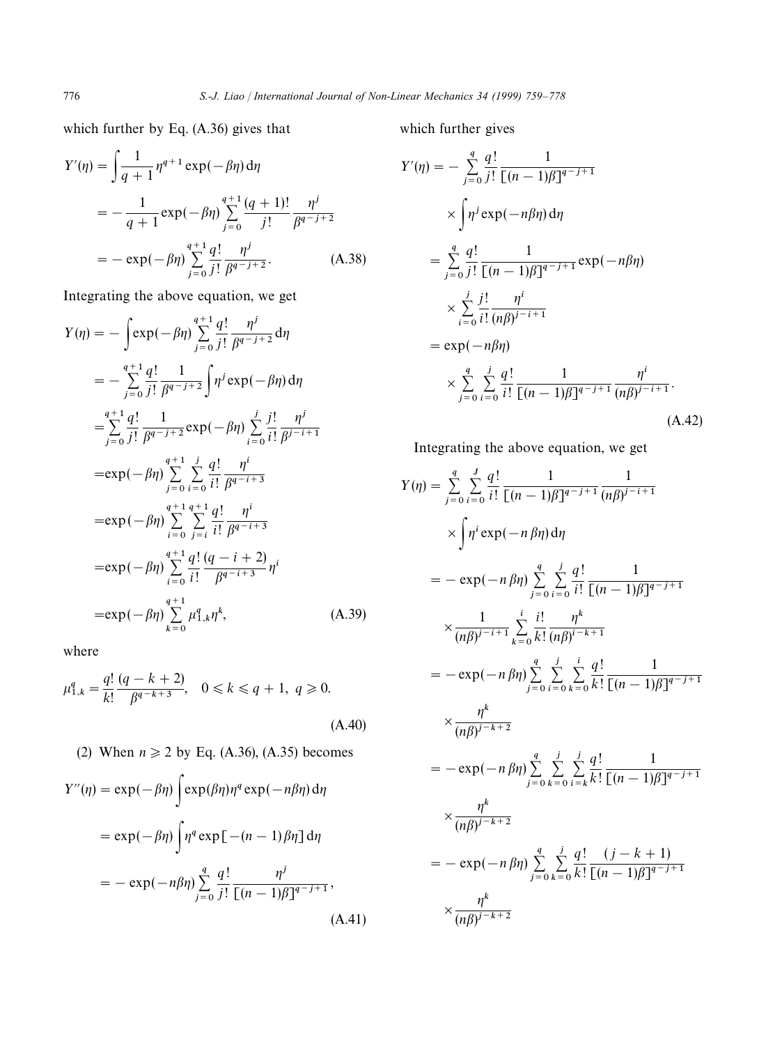which further by Eq. (A.36) gives that

$$
\begin{aligned}
Y'(\eta) &= \int \frac{1}{q+1}\eta^{q+1}\exp(-\beta\eta)\,\mathrm{d}\eta \\
&= -\frac{1}{q+1}\exp(-\beta\eta)\sum_{j=0}^{q+1}\frac{(q+1)!}{j!}\frac{\eta^j}{\beta^{q-j+2}} \\
&= -\exp(-\beta\eta)\sum_{j=0}^{q+1}\frac{q!}{j!}\frac{\eta^j}{\beta^{q-j+2}}. \qquad \text{(A.38)}
\end{aligned}
$$

Integrating the above equation, we get

$$
\begin{aligned}
Y(\eta) &= -\int \exp(-\beta\eta)\sum_{j=0}^{q+1}\frac{q!}{j!}\frac{\eta^j}{\beta^{q-j+2}}\,\mathrm{d}\eta \\
&= -\sum_{j=0}^{q+1}\frac{q!}{j!}\frac{1}{\beta^{q-j+2}}\int \eta^j\exp(-\beta\eta)\,\mathrm{d}\eta \\
&= \sum_{j=0}^{q+1}\frac{q!}{j!}\frac{1}{\beta^{q-j+2}}\exp(-\beta\eta)\sum_{i=0}^{j}\frac{j!}{i!}\frac{\eta^j}{\beta^{j-i+1}} \\
&= \exp(-\beta\eta)\sum_{j=0}^{q+1}\sum_{i=0}^{j}\frac{q!}{i!}\frac{\eta^i}{\beta^{q-i+3}} \\
&= \exp(-\beta\eta)\sum_{i=0}^{q+1}\sum_{j=i}^{q+1}\frac{q!}{i!}\frac{\eta^i}{\beta^{q-i+3}} \\
&= \exp(-\beta\eta)\sum_{i=0}^{q+1}\frac{q!}{i!}\frac{(q-i+2)}{\beta^{q-i+3}}\eta^i \\
&= \exp(-\beta\eta)\sum_{k=0}^{q+1}\mu_{1,k}^q\eta^k, \qquad \text{(A.39)}
\end{aligned}
$$

where

$$
\mu_{1,k}^q = \frac{q!}{k!}\frac{(q-k+2)}{\beta^{q-k+3}}, \quad 0 \leqslant k \leqslant q+1,\ q \geqslant 0. \qquad \text{(A.40)}
$$

(2) When $n \geqslant 2$ by Eq. (A.36), (A.35) becomes

$$
\begin{aligned}
Y''(\eta) &= \exp(-\beta\eta)\int \exp(\beta\eta)\eta^q\exp(-n\beta\eta)\,\mathrm{d}\eta \\
&= \exp(-\beta\eta)\int \eta^q\exp[-(n-1)\beta\eta]\,\mathrm{d}\eta \\
&= -\exp(-n\beta\eta)\sum_{j=0}^{q}\frac{q!}{j!}\frac{\eta^j}{[(n-1)\beta]^{q-j+1}}, \qquad \text{(A.41)}
\end{aligned}
$$

which further gives

$$
\begin{aligned}
Y'(\eta) &= -\sum_{j=0}^{q}\frac{q!}{j!}\frac{1}{[(n-1)\beta]^{q-j+1}} \times \int \eta^j\exp(-n\beta\eta)\,\mathrm{d}\eta \\
&= \sum_{j=0}^{q}\frac{q!}{j!}\frac{1}{[(n-1)\beta]^{q-j+1}}\exp(-n\beta\eta) \times \sum_{i=0}^{j}\frac{j!}{i!}\frac{\eta^i}{(n\beta)^{j-i+1}} \\
&= \exp(-n\beta\eta) \times \sum_{j=0}^{q}\sum_{i=0}^{j}\frac{q!}{i!}\frac{1}{[(n-1)\beta]^{q-j+1}}\frac{\eta^i}{(n\beta)^{j-i+1}}. \qquad \text{(A.42)}
\end{aligned}
$$

Integrating the above equation, we get

$$
\begin{aligned}
Y(\eta) &= \sum_{j=0}^{q}\sum_{i=0}^{J}\frac{q!}{i!}\frac{1}{[(n-1)\beta]^{q-j+1}}\frac{1}{(n\beta)^{j-i+1}} \times \int \eta^i\exp(-n\beta\eta)\,\mathrm{d}\eta \\
&= -\exp(-n\beta\eta)\sum_{j=0}^{q}\sum_{i=0}^{j}\frac{q!}{i!}\frac{1}{[(n-1)\beta]^{q-j+1}} \times \frac{1}{(n\beta)^{j-i+1}}\sum_{k=0}^{i}\frac{i!}{k!}\frac{\eta^k}{(n\beta)^{i-k+1}} \\
&= -\exp(-n\beta\eta)\sum_{j=0}^{q}\sum_{i=0}^{j}\sum_{k=0}^{i}\frac{q!}{k!}\frac{1}{[(n-1)\beta]^{q-j+1}} \times \frac{\eta^k}{(n\beta)^{j-k+2}} \\
&= -\exp(-n\beta\eta)\sum_{j=0}^{q}\sum_{k=0}^{j}\sum_{i=k}^{j}\frac{q!}{k!}\frac{1}{[(n-1)\beta]^{q-j+1}} \times \frac{\eta^k}{(n\beta)^{j-k+2}} \\
&= -\exp(-n\beta\eta)\sum_{j=0}^{q}\sum_{k=0}^{j}\frac{q!}{k!}\frac{(j-k+1)}{[(n-1)\beta]^{q-j+1}} \times \frac{\eta^k}{(n\beta)^{j-k+2}}
\end{aligned}
$$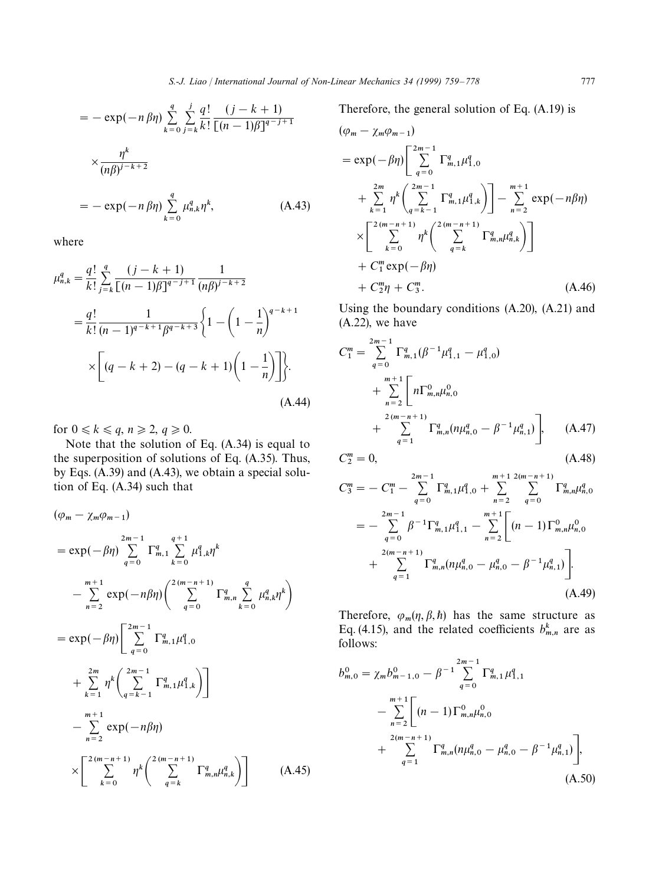$$= -\exp(-n\beta\eta)\sum_{k=0}^{q}\sum_{j=k}^{j}\frac{q!}{k!}\frac{(j-k+1)}{[(n-1)\beta]^{q-j+1}}$$

$$\times\frac{\eta^k}{(n\beta)^{j-k+2}}$$

$$= -\exp(-n\beta\eta)\sum_{k=0}^{q}\mu_{n,k}^{q}\eta^k, \tag{A.43}$$

where

$$\mu_{n,k}^{q} = \frac{q!}{k!}\sum_{j=k}^{q}\frac{(j-k+1)}{[(n-1)\beta]^{q-j+1}}\frac{1}{(n\beta)^{j-k+2}}$$

$$= \frac{q!}{k!}\frac{1}{(n-1)^{q-k+1}\beta^{q-k+3}}\left\{1-\left(1-\frac{1}{n}\right)^{q-k+1}\right.$$

$$\left.\times\left[(q-k+2)-(q-k+1)\left(1-\frac{1}{n}\right)\right]\right\}. \tag{A.44}$$

for $0 \leqslant k \leqslant q$, $n \geqslant 2$, $q \geqslant 0$.

Note that the solution of Eq. (A.34) is equal to the superposition of solutions of Eq. (A.35). Thus, by Eqs. (A.39) and (A.43), we obtain a special solution of Eq. (A.34) such that

$$(\varphi_m - \chi_m\varphi_{m-1})$$

$$= \exp(-\beta\eta)\sum_{q=0}^{2m-1}\Gamma_{m,1}^{q}\sum_{k=0}^{q+1}\mu_{1,k}^{q}\eta^k$$

$$-\sum_{n=2}^{m+1}\exp(-n\beta\eta)\left(\sum_{q=0}^{2(m-n+1)}\Gamma_{m,n}^{q}\sum_{k=0}^{q}\mu_{n,k}^{q}\eta^k\right)$$

$$= \exp(-\beta\eta)\left[\sum_{q=0}^{2m-1}\Gamma_{m,1}^{q}\mu_{1,0}^{q}\right.$$

$$\left.+\sum_{k=1}^{2m}\eta^k\left(\sum_{q=k-1}^{2m-1}\Gamma_{m,1}^{q}\mu_{1,k}^{q}\right)\right]$$

$$-\sum_{n=2}^{m+1}\exp(-n\beta\eta)$$

$$\times\left[\sum_{k=0}^{2(m-n+1)}\eta^k\left(\sum_{q=k}^{2(m-n+1)}\Gamma_{m,n}^{q}\mu_{n,k}^{q}\right)\right] \tag{A.45}$$

Therefore, the general solution of Eq. (A.19) is

$$(\varphi_m - \chi_m\varphi_{m-1})$$

$$= \exp(-\beta\eta)\left[\sum_{q=0}^{2m-1}\Gamma_{m,1}^{q}\mu_{1,0}^{q}\right.$$

$$\left.+\sum_{k=1}^{2m}\eta^k\left(\sum_{q=k-1}^{2m-1}\Gamma_{m,1}^{q}\mu_{1,k}^{q}\right)\right]-\sum_{n=2}^{m+1}\exp(-n\beta\eta)$$

$$\times\left[\sum_{k=0}^{2(m-n+1)}\eta^k\left(\sum_{q=k}^{2(m-n+1)}\Gamma_{m,n}^{q}\mu_{n,k}^{q}\right)\right]$$

$$+ C_1^m\exp(-\beta\eta)$$

$$+ C_2^m\eta + C_3^m. \tag{A.46}$$

Using the boundary conditions (A.20), (A.21) and (A.22), we have

$$C_1^m = \sum_{q=0}^{2m-1}\Gamma_{m,1}^{q}(\beta^{-1}\mu_{1,1}^{q} - \mu_{1,0}^{q})$$

$$+\sum_{n=2}^{m+1}\left[n\Gamma_{m,n}^{0}\mu_{n,0}^{0}\right.$$

$$\left.+\sum_{q=1}^{2(m-n+1)}\Gamma_{m,n}^{q}(n\mu_{n,0}^{q} - \beta^{-1}\mu_{n,1}^{q})\right], \tag{A.47}$$

$$C_2^m = 0, \tag{A.48}$$

$$C_3^m = -C_1^m - \sum_{q=0}^{2m-1}\Gamma_{m,1}^{q}\mu_{1,0}^{q} + \sum_{n=2}^{m+1}\sum_{q=0}^{2(m-n+1)}\Gamma_{m,n}^{q}\mu_{n,0}^{q}$$

$$= -\sum_{q=0}^{2m-1}\beta^{-1}\Gamma_{m,1}^{q}\mu_{1,1}^{q} - \sum_{n=2}^{m+1}\left[(n-1)\Gamma_{m,n}^{0}\mu_{n,0}^{0}\right.$$

$$\left.+\sum_{q=1}^{2(m-n+1)}\Gamma_{m,n}^{q}(n\mu_{n,0}^{q} - \mu_{n,0}^{q} - \beta^{-1}\mu_{n,1}^{q})\right]. \tag{A.49}$$

Therefore, $\varphi_m(\eta, \beta, \hbar)$ has the same structure as Eq. (4.15), and the related coefficients $b_{m,n}^{k}$ are as follows:

$$b_{m,0}^{0} = \chi_m b_{m-1,0}^{0} - \beta^{-1}\sum_{q=0}^{2m-1}\Gamma_{m,1}^{q}\mu_{1,1}^{q}$$

$$-\sum_{n=2}^{m+1}\left[(n-1)\Gamma_{m,n}^{0}\mu_{n,0}^{0}\right.$$

$$\left.+\sum_{q=1}^{2(m-n+1)}\Gamma_{m,n}^{q}(n\mu_{n,0}^{q} - \mu_{n,0}^{q} - \beta^{-1}\mu_{n,1}^{q})\right], \tag{A.50}$$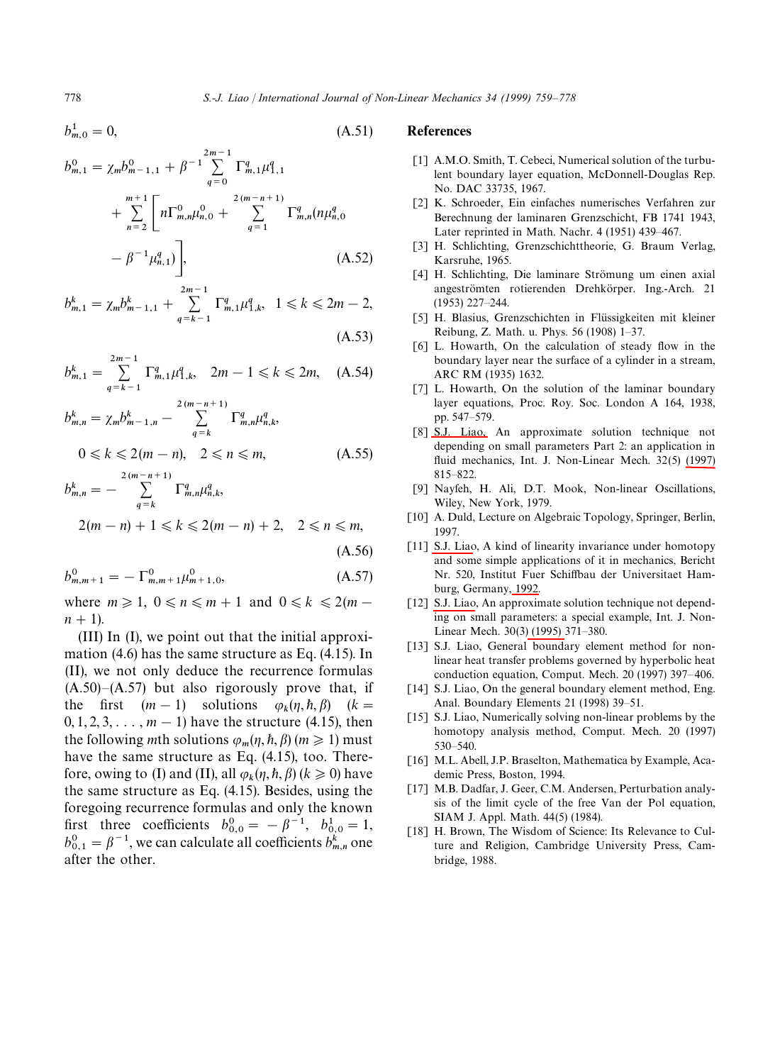$$b_{m,0}^{1} = 0, \tag{A.51}$$

$$b_{m,1}^{0} = \chi_m b_{m-1,1}^{0} + \beta^{-1} \sum_{q=0}^{2m-1} \Gamma_{m,1}^{q} \mu_{1,1}^{q} + \sum_{n=2}^{m+1} \left[ n\Gamma_{m,n}^{0} \mu_{n,0}^{0} + \sum_{q=1}^{2(m-n+1)} \Gamma_{m,n}^{q} (n\mu_{n,0}^{q} - \beta^{-1} \mu_{n,1}^{q}) \right], \tag{A.52}$$

$$b_{m,1}^{k} = \chi_m b_{m-1,1}^{k} + \sum_{q=k-1}^{2m-1} \Gamma_{m,1}^{q} \mu_{1,k}^{q}, \quad 1 \leqslant k \leqslant 2m-2, \tag{A.53}$$

$$b_{m,1}^{k} = \sum_{q=k-1}^{2m-1} \Gamma_{m,1}^{q} \mu_{1,k}^{q}, \quad 2m-1 \leqslant k \leqslant 2m, \tag{A.54}$$

$$b_{m,n}^{k} = \chi_m b_{m-1,n}^{k} - \sum_{q=k}^{2(m-n+1)} \Gamma_{m,n}^{q} \mu_{n,k}^{q}, \quad 0 \leqslant k \leqslant 2(m-n), \quad 2 \leqslant n \leqslant m, \tag{A.55}$$

$$b_{m,n}^{k} = - \sum_{q=k}^{2(m-n+1)} \Gamma_{m,n}^{q} \mu_{n,k}^{q}, \quad 2(m-n)+1 \leqslant k \leqslant 2(m-n)+2, \quad 2 \leqslant n \leqslant m, \tag{A.56}$$

$$b_{m,m+1}^{0} = -\Gamma_{m,m+1}^{0} \mu_{m+1,0}^{0}, \tag{A.57}$$

where $m \geqslant 1$, $0 \leqslant n \leqslant m+1$ and $0 \leqslant k \leqslant 2(m-n+1)$.

(III) In (I), we point out that the initial approximation (4.6) has the same structure as Eq. (4.15). In (II), we not only deduce the recurrence formulas (A.50)–(A.57) but also rigorously prove that, if the first $(m-1)$ solutions $\varphi_k(\eta, \hbar, \beta)$ $(k = 0, 1, 2, 3, \ldots, m-1)$ have the structure (4.15), then the following $m$th solutions $\varphi_m(\eta, \hbar, \beta)$ $(m \geqslant 1)$ must have the same structure as Eq. (4.15), too. Therefore, owing to (I) and (II), all $\varphi_k(\eta, \hbar, \beta)$ $(k \geqslant 0)$ have the same structure as Eq. (4.15). Besides, using the foregoing recurrence formulas and only the known first three coefficients $b_{0,0}^{0} = -\beta^{-1}$, $b_{0,0}^{1} = 1$, $b_{0,1}^{0} = \beta^{-1}$, we can calculate all coefficients $b_{m,n}^{k}$ one after the other.

## References

[1] A.M.O. Smith, T. Cebeci, Numerical solution of the turbulent boundary layer equation, McDonnell-Douglas Rep. No. DAC 33735, 1967.

[2] K. Schroeder, Ein einfaches numerisches Verfahren zur Berechnung der laminaren Grenzschicht, FB 1741 1943, Later reprinted in Math. Nachr. 4 (1951) 439–467.

[3] H. Schlichting, Grenzschichttheorie, G. Braum Verlag, Karsruhe, 1965.

[4] H. Schlichting, Die laminare Strömung um einen axial angeströmten rotierenden Drehkörper. Ing.-Arch. 21 (1953) 227–244.

[5] H. Blasius, Grenzschichten in Flüssigkeiten mit kleiner Reibung, Z. Math. u. Phys. 56 (1908) 1–37.

[6] L. Howarth, On the calculation of steady flow in the boundary layer near the surface of a cylinder in a stream, ARC RM (1935) 1632.

[7] L. Howarth, On the solution of the laminar boundary layer equations, Proc. Roy. Soc. London A 164, 1938, pp. 547–579.

[8] S.J. Liao, An approximate solution technique not depending on small parameters Part 2: an application in fluid mechanics, Int. J. Non-Linear Mech. 32(5) (1997) 815–822.

[9] Nayfeh, H. Ali, D.T. Mook, Non-linear Oscillations, Wiley, New York, 1979.

[10] A. Duld, Lecture on Algebraic Topology, Springer, Berlin, 1997.

[11] S.J. Liao, A kind of linearity invariance under homotopy and some simple applications of it in mechanics, Bericht Nr. 520, Institut Fuer Schiffbau der Universitaet Hamburg, Germany, 1992.

[12] S.J. Liao, An approximate solution technique not depending on small parameters: a special example, Int. J. Non-Linear Mech. 30(3) (1995) 371–380.

[13] S.J. Liao, General boundary element method for non-linear heat transfer problems governed by hyperbolic heat conduction equation, Comput. Mech. 20 (1997) 397–406.

[14] S.J. Liao, On the general boundary element method, Eng. Anal. Boundary Elements 21 (1998) 39–51.

[15] S.J. Liao, Numerically solving non-linear problems by the homotopy analysis method, Comput. Mech. 20 (1997) 530–540.

[16] M.L. Abell, J.P. Braselton, Mathematica by Example, Academic Press, Boston, 1994.

[17] M.B. Dadfar, J. Geer, C.M. Andersen, Perturbation analysis of the limit cycle of the free Van der Pol equation, SIAM J. Appl. Math. 44(5) (1984).

[18] H. Brown, The Wisdom of Science: Its Relevance to Culture and Religion, Cambridge University Press, Cambridge, 1988.